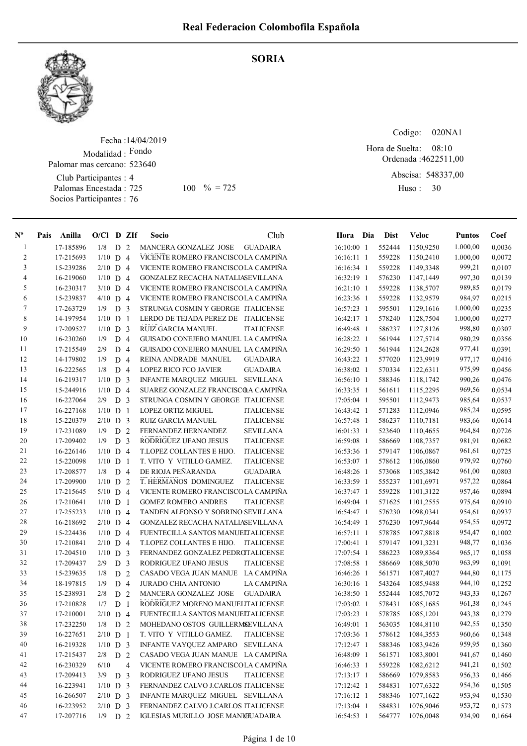# Real Federacion Colombofila Española

## SORIA

Fecha :14/04/2019
Modalidad : Fondo
Palomar mas cercano: 523640
Club Participantes : 4
Palomas Encestada : 725 100 % = 725
Socios Participantes : 76

Codigo: 020NA1
Hora de Suelta: 08:10
Ordenada :4622511,00
Abscisa: 548337,00
Huso : 30

| Nº | Pais | Anilla | O/Cl | D | ZIf | Socio | Club | Hora | Dia | Dist | Veloc | Puntos | Coef |
|---|---|---|---|---|---|---|---|---|---|---|---|---|---|
| 1 | | 17-185896 | 1/8 | D | 2 | MANCERA GONZALEZ JOSE | GUADAIRA | 16:10:00 | 1 | 552444 | 1150,9250 | 1.000,00 | 0,0036 |
| 2 | | 17-215693 | 1/10 | D | 4 | VICENTE ROMERO FRANCISCO | LA CAMPIÑA | 16:16:11 | 1 | 559228 | 1150,2410 | 1.000,00 | 0,0072 |
| 3 | | 15-239286 | 2/10 | D | 4 | VICENTE ROMERO FRANCISCO | LA CAMPIÑA | 16:16:34 | 1 | 559228 | 1149,3348 | 999,21 | 0,0107 |
| 4 | | 16-219060 | 1/10 | D | 4 | GONZALEZ RECACHA NATALIA | SEVILLANA | 16:32:19 | 1 | 576230 | 1147,1449 | 997,30 | 0,0139 |
| 5 | | 16-230317 | 3/10 | D | 4 | VICENTE ROMERO FRANCISCO | LA CAMPIÑA | 16:21:10 | 1 | 559228 | 1138,5707 | 989,85 | 0,0179 |
| 6 | | 15-239837 | 4/10 | D | 4 | VICENTE ROMERO FRANCISCO | LA CAMPIÑA | 16:23:36 | 1 | 559228 | 1132,9579 | 984,97 | 0,0215 |
| 7 | | 17-263729 | 1/9 | D | 3 | STRUNGA COSMIN Y GEORGE | ITALICENSE | 16:57:23 | 1 | 595501 | 1129,1616 | 1.000,00 | 0,0235 |
| 8 | | 14-197954 | 1/10 | D | 1 | LERDO DE TEJADA PEREZ DE | ITALICENSE | 16:42:17 | 1 | 578240 | 1128,7504 | 1.000,00 | 0,0277 |
| 9 | | 17-209527 | 1/10 | D | 3 | RUIZ GARCIA MANUEL | ITALICENSE | 16:49:48 | 1 | 586237 | 1127,8126 | 998,80 | 0,0307 |
| 10 | | 16-230260 | 1/9 | D | 4 | GUISADO CONEJERO MANUEL | LA CAMPIÑA | 16:28:22 | 1 | 561944 | 1127,5714 | 980,29 | 0,0356 |
| 11 | | 17-215549 | 2/9 | D | 4 | GUISADO CONEJERO MANUEL | LA CAMPIÑA | 16:29:50 | 1 | 561944 | 1124,2628 | 977,41 | 0,0391 |
| 12 | | 14-179802 | 1/9 | D | 4 | REINA ANDRADE MANUEL | GUADAIRA | 16:43:22 | 1 | 577020 | 1123,9919 | 977,17 | 0,0416 |
| 13 | | 16-222565 | 1/8 | D | 4 | LOPEZ RICO FCO JAVIER | GUADAIRA | 16:38:02 | 1 | 570334 | 1122,6311 | 975,99 | 0,0456 |
| 14 | | 16-219317 | 1/10 | D | 3 | INFANTE MARQUEZ MIGUEL | SEVILLANA | 16:56:10 | 1 | 588346 | 1118,1742 | 990,26 | 0,0476 |
| 15 | | 15-244916 | 1/10 | D | 4 | SUAREZ GONZALEZ FRANCISCO | LA CAMPIÑA | 16:33:35 | 1 | 561611 | 1115,2295 | 969,56 | 0,0534 |
| 16 | | 16-227064 | 2/9 | D | 3 | STRUNGA COSMIN Y GEORGE | ITALICENSE | 17:05:04 | 1 | 595501 | 1112,9473 | 985,64 | 0,0537 |
| 17 | | 16-227168 | 1/10 | D | 1 | LOPEZ ORTIZ MIGUEL | ITALICENSE | 16:43:42 | 1 | 571283 | 1112,0946 | 985,24 | 0,0595 |
| 18 | | 15-220379 | 2/10 | D | 3 | RUIZ GARCIA MANUEL | ITALICENSE | 16:57:48 | 1 | 586237 | 1110,7181 | 983,66 | 0,0614 |
| 19 | | 17-231089 | 1/9 | D | 2 | FERNANDEZ HERNANDEZ | SEVILLANA | 16:01:33 | 1 | 523640 | 1110,4655 | 964,84 | 0,0726 |
| 20 | | 17-209402 | 1/9 | D | 3 | RODRIGUEZ UFANO JESUS | ITALICENSE | 16:59:08 | 1 | 586669 | 1108,7357 | 981,91 | 0,0682 |
| 21 | | 16-226146 | 1/10 | D | 4 | T.LOPEZ COLLANTES E HIJO. | ITALICENSE | 16:53:36 | 1 | 579147 | 1106,0867 | 961,61 | 0,0725 |
| 22 | | 15-220098 | 1/10 | D | 1 | T. VITO Y VITILLO GAMEZ. | ITALICENSE | 16:53:07 | 1 | 578612 | 1106,0860 | 979,92 | 0,0760 |
| 23 | | 17-208577 | 1/8 | D | 4 | DE RIOJA PEÑARANDA | GUADAIRA | 16:48:26 | 1 | 573068 | 1105,3842 | 961,00 | 0,0803 |
| 24 | | 17-209900 | 1/10 | D | 2 | T. HERMANOS DOMINGUEZ | ITALICENSE | 16:33:59 | 1 | 555237 | 1101,6971 | 957,22 | 0,0864 |
| 25 | | 17-215645 | 5/10 | D | 4 | VICENTE ROMERO FRANCISCO | LA CAMPIÑA | 16:37:47 | 1 | 559228 | 1101,3122 | 957,46 | 0,0894 |
| 26 | | 17-210641 | 1/10 | D | 1 | GOMEZ ROMERO ANDRES | ITALICENSE | 16:49:04 | 1 | 571625 | 1101,2555 | 975,64 | 0,0910 |
| 27 | | 17-255233 | 1/10 | D | 4 | TANDEN ALFONSO Y SOBRINO | SEVILLANA | 16:54:47 | 1 | 576230 | 1098,0341 | 954,61 | 0,0937 |
| 28 | | 16-218692 | 2/10 | D | 4 | GONZALEZ RECACHA NATALIA | SEVILLANA | 16:54:49 | 1 | 576230 | 1097,9644 | 954,55 | 0,0972 |
| 29 | | 15-224436 | 1/10 | D | 4 | FUENTECILLA SANTOS MANUEL | ITALICENSE | 16:57:11 | 1 | 578785 | 1097,8818 | 954,47 | 0,1002 |
| 30 | | 17-210841 | 2/10 | D | 4 | T.LOPEZ COLLANTES E HIJO. | ITALICENSE | 17:00:41 | 1 | 579147 | 1091,3231 | 948,77 | 0,1036 |
| 31 | | 17-204510 | 1/10 | D | 3 | FERNANDEZ GONZALEZ PEDRO | ITALICENSE | 17:07:54 | 1 | 586223 | 1089,8364 | 965,17 | 0,1058 |
| 32 | | 17-209437 | 2/9 | D | 3 | RODRIGUEZ UFANO JESUS | ITALICENSE | 17:08:58 | 1 | 586669 | 1088,5070 | 963,99 | 0,1091 |
| 33 | | 15-239635 | 1/8 | D | 2 | CASADO VEGA JUAN MANUE | LA CAMPIÑA | 16:46:26 | 1 | 561571 | 1087,4027 | 944,80 | 0,1175 |
| 34 | | 18-197815 | 1/9 | D | 4 | JURADO CHIA ANTONIO | LA CAMPIÑA | 16:30:16 | 1 | 543264 | 1085,9488 | 944,10 | 0,1252 |
| 35 | | 15-238931 | 2/8 | D | 2 | MANCERA GONZALEZ JOSE | GUADAIRA | 16:38:50 | 1 | 552444 | 1085,7072 | 943,33 | 0,1267 |
| 36 | | 17-210828 | 1/7 | D | 1 | RODRIGUEZ MORENO MANUEL | ITALICENSE | 17:03:02 | 1 | 578431 | 1085,1685 | 961,38 | 0,1245 |
| 37 | | 17-210001 | 2/10 | D | 4 | FUENTECILLA SANTOS MANUEL | ITALICENSE | 17:03:23 | 1 | 578785 | 1085,1201 | 943,38 | 0,1279 |
| 38 | | 17-232250 | 1/8 | D | 2 | MOHEDANO OSTOS GUILLERMO | SEVILLANA | 16:49:01 | 1 | 563035 | 1084,8110 | 942,55 | 0,1350 |
| 39 | | 16-227651 | 2/10 | D | 1 | T. VITO Y VITILLO GAMEZ. | ITALICENSE | 17:03:36 | 1 | 578612 | 1084,3553 | 960,66 | 0,1348 |
| 40 | | 16-219328 | 1/10 | D | 3 | INFANTE VAYQUEZ AMPARO | SEVILLANA | 17:12:47 | 1 | 588346 | 1083,9426 | 959,95 | 0,1360 |
| 41 | | 17-215437 | 2/8 | D | 2 | CASADO VEGA JUAN MANUE | LA CAMPIÑA | 16:48:09 | 1 | 561571 | 1083,8001 | 941,67 | 0,1460 |
| 42 | | 16-230329 | 6/10 | | 4 | VICENTE ROMERO FRANCISCO | LA CAMPIÑA | 16:46:33 | 1 | 559228 | 1082,6212 | 941,21 | 0,1502 |
| 43 | | 17-209413 | 3/9 | D | 3 | RODRIGUEZ UFANO JESUS | ITALICENSE | 17:13:17 | 1 | 586669 | 1079,8583 | 956,33 | 0,1466 |
| 44 | | 16-223941 | 1/10 | D | 3 | FERNANDEZ CALVO J.CARLOS | ITALICENSE | 17:12:42 | 1 | 584831 | 1077,6322 | 954,36 | 0,1505 |
| 45 | | 16-266507 | 2/10 | D | 3 | INFANTE MARQUEZ MIGUEL | SEVILLANA | 17:16:12 | 1 | 588346 | 1077,1622 | 953,94 | 0,1530 |
| 46 | | 16-223952 | 2/10 | D | 3 | FERNANDEZ CALVO J.CARLOS | ITALICENSE | 17:13:04 | 1 | 584831 | 1076,9046 | 953,72 | 0,1573 |
| 47 | | 17-207716 | 1/9 | D | 2 | IGLESIAS MURILLO JOSE MANUEL | GUADAIRA | 16:54:53 | 1 | 564777 | 1076,0048 | 934,90 | 0,1664 |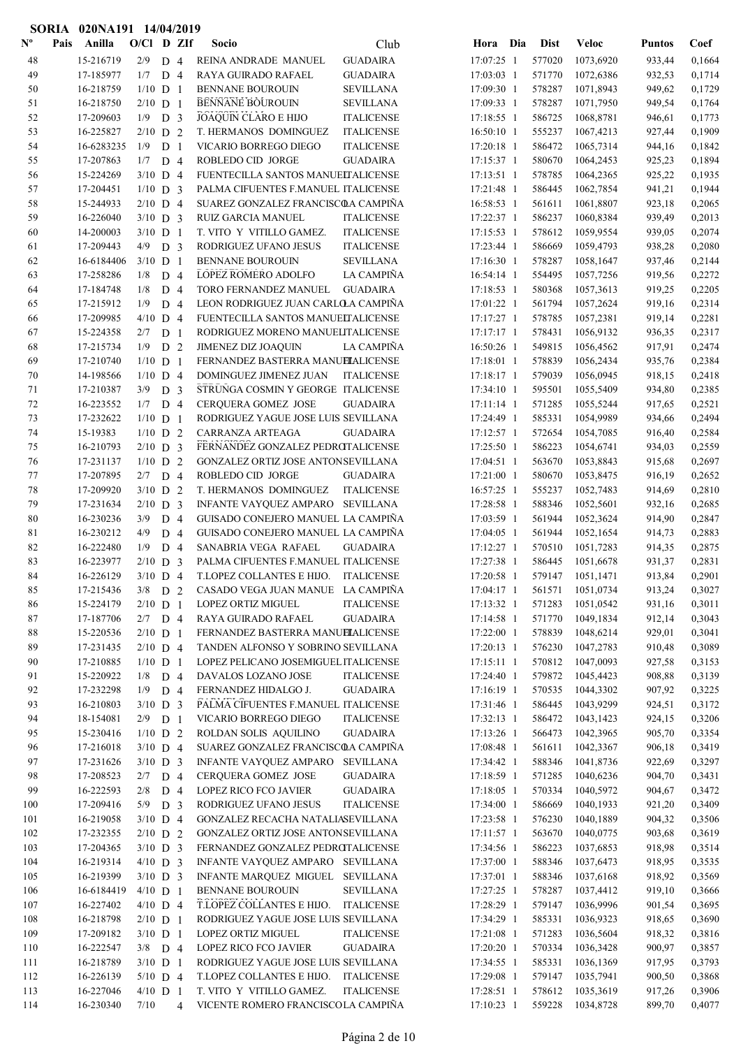**SORIA 020NA191 14/04/2019**

| Nº | Pais | Anilla | O/Cl | D | ZIf | Socio | Club | Hora | Dia | Dist | Veloc | Puntos | Coef |
|---|---|---|---|---|---|---|---|---|---|---|---|---|---|
| 48 | | 15-216719 | 2/9 | D | 4 | REINA ANDRADE MANUEL | GUADAIRA | 17:07:25 | 1 | 577020 | 1073,6920 | 933,44 | 0,1664 |
| 49 | | 17-185977 | 1/7 | D | 4 | RAYA GUIRADO RAFAEL | GUADAIRA | 17:03:03 | 1 | 571770 | 1072,6386 | 932,53 | 0,1714 |
| 50 | | 16-218759 | 1/10 | D | 1 | BENNANE BOUROUIN | SEVILLANA | 17:09:30 | 1 | 578287 | 1071,8943 | 949,62 | 0,1729 |
| 51 | | 16-218750 | 2/10 | D | 1 | BENNANE BOUROUIN | SEVILLANA | 17:09:33 | 1 | 578287 | 1071,7950 | 949,54 | 0,1764 |
| 52 | | 17-209603 | 1/9 | D | 3 | JOAQUIN CLARO E HIJO | ITALICENSE | 17:18:55 | 1 | 586725 | 1068,8781 | 946,61 | 0,1773 |
| 53 | | 16-225827 | 2/10 | D | 2 | T. HERMANOS DOMINGUEZ | ITALICENSE | 16:50:10 | 1 | 555237 | 1067,4213 | 927,44 | 0,1909 |
| 54 | | 16-6283235 | 1/9 | D | 1 | VICARIO BORREGO DIEGO | ITALICENSE | 17:20:18 | 1 | 586472 | 1065,7314 | 944,16 | 0,1842 |
| 55 | | 17-207863 | 1/7 | D | 4 | ROBLEDO CID JORGE | GUADAIRA | 17:15:37 | 1 | 580670 | 1064,2453 | 925,23 | 0,1894 |
| 56 | | 15-224269 | 3/10 | D | 4 | FUENTECILLA SANTOS MANUEL | ITALICENSE | 17:13:51 | 1 | 578785 | 1064,2365 | 925,22 | 0,1935 |
| 57 | | 17-204451 | 1/10 | D | 3 | PALMA CIFUENTES F.MANUEL | ITALICENSE | 17:21:48 | 1 | 586445 | 1062,7854 | 941,21 | 0,1944 |
| 58 | | 15-244933 | 2/10 | D | 4 | SUAREZ GONZALEZ FRANCISCO | LA CAMPIÑA | 16:58:53 | 1 | 561611 | 1061,8807 | 923,18 | 0,2065 |
| 59 | | 16-226040 | 3/10 | D | 3 | RUIZ GARCIA MANUEL | ITALICENSE | 17:22:37 | 1 | 586237 | 1060,8384 | 939,49 | 0,2013 |
| 60 | | 14-200003 | 3/10 | D | 1 | T. VITO Y VITILLO GAMEZ. | ITALICENSE | 17:15:53 | 1 | 578612 | 1059,9554 | 939,05 | 0,2074 |
| 61 | | 17-209443 | 4/9 | D | 3 | RODRIGUEZ UFANO JESUS | ITALICENSE | 17:23:44 | 1 | 586669 | 1059,4793 | 938,28 | 0,2080 |
| 62 | | 16-6184406 | 3/10 | D | 1 | BENNANE BOUROUIN | SEVILLANA | 17:16:30 | 1 | 578287 | 1058,1647 | 937,46 | 0,2144 |
| 63 | | 17-258286 | 1/8 | D | 4 | LOPEZ ROMERO ADOLFO | LA CAMPIÑA | 16:54:14 | 1 | 554495 | 1057,7256 | 919,56 | 0,2272 |
| 64 | | 17-184748 | 1/8 | D | 4 | TORO FERNANDEZ MANUEL | GUADAIRA | 17:18:53 | 1 | 580368 | 1057,3613 | 919,25 | 0,2205 |
| 65 | | 17-215912 | 1/9 | D | 4 | LEON RODRIGUEZ JUAN CARLO | LA CAMPIÑA | 17:01:22 | 1 | 561794 | 1057,2624 | 919,16 | 0,2314 |
| 66 | | 17-209985 | 4/10 | D | 4 | FUENTECILLA SANTOS MANUEL | ITALICENSE | 17:17:27 | 1 | 578785 | 1057,2381 | 919,14 | 0,2281 |
| 67 | | 15-224358 | 2/7 | D | 1 | RODRIGUEZ MORENO MANUEL | ITALICENSE | 17:17:17 | 1 | 578431 | 1056,9132 | 936,35 | 0,2317 |
| 68 | | 17-215734 | 1/9 | D | 2 | JIMENEZ DIZ JOAQUIN | LA CAMPIÑA | 16:50:26 | 1 | 549815 | 1056,4562 | 917,91 | 0,2474 |
| 69 | | 17-210740 | 1/10 | D | 1 | FERNANDEZ BASTERRA MANUEL | ITALICENSE | 17:18:01 | 1 | 578839 | 1056,2434 | 935,76 | 0,2384 |
| 70 | | 14-198566 | 1/10 | D | 4 | DOMINGUEZ JIMENEZ JUAN | ITALICENSE | 17:18:17 | 1 | 579039 | 1056,0945 | 918,15 | 0,2418 |
| 71 | | 17-210387 | 3/9 | D | 3 | STRUNGA COSMIN Y GEORGE | ITALICENSE | 17:34:10 | 1 | 595501 | 1055,5409 | 934,80 | 0,2385 |
| 72 | | 16-223552 | 1/7 | D | 4 | CERQUERA GOMEZ JOSE | GUADAIRA | 17:11:14 | 1 | 571285 | 1055,5244 | 917,65 | 0,2521 |
| 73 | | 17-232622 | 1/10 | D | 1 | RODRIGUEZ YAGUE JOSE LUIS | SEVILLANA | 17:24:49 | 1 | 585331 | 1054,9989 | 934,66 | 0,2494 |
| 74 | | 15-19383 | 1/10 | D | 2 | CARRANZA ARTEAGA | GUADAIRA | 17:12:57 | 1 | 572654 | 1054,7085 | 916,40 | 0,2584 |
| 75 | | 16-210793 | 2/10 | D | 3 | FERNANDEZ GONZALEZ PEDRO | ITALICENSE | 17:25:50 | 1 | 586223 | 1054,6741 | 934,03 | 0,2559 |
| 76 | | 17-231137 | 1/10 | D | 2 | GONZALEZ ORTIZ JOSE ANTON | SEVILLANA | 17:04:51 | 1 | 563670 | 1053,8843 | 915,68 | 0,2697 |
| 77 | | 17-207895 | 2/7 | D | 4 | ROBLEDO CID JORGE | GUADAIRA | 17:21:00 | 1 | 580670 | 1053,8475 | 916,19 | 0,2652 |
| 78 | | 17-209920 | 3/10 | D | 2 | T. HERMANOS DOMINGUEZ | ITALICENSE | 16:57:25 | 1 | 555237 | 1052,7483 | 914,69 | 0,2810 |
| 79 | | 17-231634 | 2/10 | D | 3 | INFANTE VAYQUEZ AMPARO | SEVILLANA | 17:28:58 | 1 | 588346 | 1052,5601 | 932,16 | 0,2685 |
| 80 | | 16-230236 | 3/9 | D | 4 | GUISADO CONEJERO MANUEL | LA CAMPIÑA | 17:03:59 | 1 | 561944 | 1052,3624 | 914,90 | 0,2847 |
| 81 | | 16-230212 | 4/9 | D | 4 | GUISADO CONEJERO MANUEL | LA CAMPIÑA | 17:04:05 | 1 | 561944 | 1052,1654 | 914,73 | 0,2883 |
| 82 | | 16-222480 | 1/9 | D | 4 | SANABRIA VEGA RAFAEL | GUADAIRA | 17:12:27 | 1 | 570510 | 1051,7283 | 914,35 | 0,2875 |
| 83 | | 16-223977 | 2/10 | D | 3 | PALMA CIFUENTES F.MANUEL | ITALICENSE | 17:27:38 | 1 | 586445 | 1051,6678 | 931,37 | 0,2831 |
| 84 | | 16-226129 | 3/10 | D | 4 | T.LOPEZ COLLANTES E HIJO. | ITALICENSE | 17:20:58 | 1 | 579147 | 1051,1471 | 913,84 | 0,2901 |
| 85 | | 17-215436 | 3/8 | D | 2 | CASADO VEGA JUAN MANUE | LA CAMPIÑA | 17:04:17 | 1 | 561571 | 1051,0734 | 913,24 | 0,3027 |
| 86 | | 15-224179 | 2/10 | D | 1 | LOPEZ ORTIZ MIGUEL | ITALICENSE | 17:13:32 | 1 | 571283 | 1051,0542 | 931,16 | 0,3011 |
| 87 | | 17-187706 | 2/7 | D | 4 | RAYA GUIRADO RAFAEL | GUADAIRA | 17:14:58 | 1 | 571770 | 1049,1834 | 912,14 | 0,3043 |
| 88 | | 15-220536 | 2/10 | D | 1 | FERNANDEZ BASTERRA MANUEL | ITALICENSE | 17:22:00 | 1 | 578839 | 1048,6214 | 929,01 | 0,3041 |
| 89 | | 17-231435 | 2/10 | D | 4 | TANDEN ALFONSO Y SOBRINO | SEVILLANA | 17:20:13 | 1 | 576230 | 1047,2783 | 910,48 | 0,3089 |
| 90 | | 17-210885 | 1/10 | D | 1 | LOPEZ PELICANO JOSEMIGUEL | ITALICENSE | 17:15:11 | 1 | 570812 | 1047,0093 | 927,58 | 0,3153 |
| 91 | | 15-220922 | 1/8 | D | 4 | DAVALOS LOZANO JOSE | ITALICENSE | 17:24:40 | 1 | 579872 | 1045,4423 | 908,88 | 0,3139 |
| 92 | | 17-232298 | 1/9 | D | 4 | FERNANDEZ HIDALGO J. | GUADAIRA | 17:16:19 | 1 | 570535 | 1044,3302 | 907,92 | 0,3225 |
| 93 | | 16-210803 | 3/10 | D | 3 | PALMA CIFUENTES F.MANUEL | ITALICENSE | 17:31:46 | 1 | 586445 | 1043,9299 | 924,51 | 0,3172 |
| 94 | | 18-154081 | 2/9 | D | 1 | VICARIO BORREGO DIEGO | ITALICENSE | 17:32:13 | 1 | 586472 | 1043,1423 | 924,15 | 0,3206 |
| 95 | | 15-230416 | 1/10 | D | 2 | ROLDAN SOLIS AQUILINO | GUADAIRA | 17:13:26 | 1 | 566473 | 1042,3965 | 905,70 | 0,3354 |
| 96 | | 17-216018 | 3/10 | D | 4 | SUAREZ GONZALEZ FRANCISCO | LA CAMPIÑA | 17:08:48 | 1 | 561611 | 1042,3367 | 906,18 | 0,3419 |
| 97 | | 17-231626 | 3/10 | D | 3 | INFANTE VAYQUEZ AMPARO | SEVILLANA | 17:34:42 | 1 | 588346 | 1041,8736 | 922,69 | 0,3297 |
| 98 | | 17-208523 | 2/7 | D | 4 | CERQUERA GOMEZ JOSE | GUADAIRA | 17:18:59 | 1 | 571285 | 1040,6236 | 904,70 | 0,3431 |
| 99 | | 16-222593 | 2/8 | D | 4 | LOPEZ RICO FCO JAVIER | GUADAIRA | 17:18:05 | 1 | 570334 | 1040,5972 | 904,67 | 0,3472 |
| 100 | | 17-209416 | 5/9 | D | 3 | RODRIGUEZ UFANO JESUS | ITALICENSE | 17:34:00 | 1 | 586669 | 1040,1933 | 921,20 | 0,3409 |
| 101 | | 16-219058 | 3/10 | D | 4 | GONZALEZ RECACHA NATALIA | SEVILLANA | 17:23:58 | 1 | 576230 | 1040,1889 | 904,32 | 0,3506 |
| 102 | | 17-232355 | 2/10 | D | 2 | GONZALEZ ORTIZ JOSE ANTON | SEVILLANA | 17:11:57 | 1 | 563670 | 1040,0775 | 903,68 | 0,3619 |
| 103 | | 17-204365 | 3/10 | D | 3 | FERNANDEZ GONZALEZ PEDRO | ITALICENSE | 17:34:56 | 1 | 586223 | 1037,6853 | 918,98 | 0,3514 |
| 104 | | 16-219314 | 4/10 | D | 3 | INFANTE VAYQUEZ AMPARO | SEVILLANA | 17:37:00 | 1 | 588346 | 1037,6473 | 918,95 | 0,3535 |
| 105 | | 16-219399 | 3/10 | D | 3 | INFANTE MARQUEZ MIGUEL | SEVILLANA | 17:37:01 | 1 | 588346 | 1037,6168 | 918,92 | 0,3569 |
| 106 | | 16-6184419 | 4/10 | D | 1 | BENNANE BOUROUIN | SEVILLANA | 17:27:25 | 1 | 578287 | 1037,4412 | 919,10 | 0,3666 |
| 107 | | 16-227402 | 4/10 | D | 4 | T.LOPEZ COLLANTES E HIJO. | ITALICENSE | 17:28:29 | 1 | 579147 | 1036,9996 | 901,54 | 0,3695 |
| 108 | | 16-218798 | 2/10 | D | 1 | RODRIGUEZ YAGUE JOSE LUIS | SEVILLANA | 17:34:29 | 1 | 585331 | 1036,9323 | 918,65 | 0,3690 |
| 109 | | 17-209182 | 3/10 | D | 1 | LOPEZ ORTIZ MIGUEL | ITALICENSE | 17:21:08 | 1 | 571283 | 1036,5604 | 918,32 | 0,3816 |
| 110 | | 16-222547 | 3/8 | D | 4 | LOPEZ RICO FCO JAVIER | GUADAIRA | 17:20:20 | 1 | 570334 | 1036,3428 | 900,97 | 0,3857 |
| 111 | | 16-218789 | 3/10 | D | 1 | RODRIGUEZ YAGUE JOSE LUIS | SEVILLANA | 17:34:55 | 1 | 585331 | 1036,1369 | 917,95 | 0,3793 |
| 112 | | 16-226139 | 5/10 | D | 4 | T.LOPEZ COLLANTES E HIJO. | ITALICENSE | 17:29:08 | 1 | 579147 | 1035,7941 | 900,50 | 0,3868 |
| 113 | | 16-227046 | 4/10 | D | 1 | T. VITO Y VITILLO GAMEZ. | ITALICENSE | 17:28:51 | 1 | 578612 | 1035,3619 | 917,26 | 0,3906 |
| 114 | | 16-230340 | 7/10 | | 4 | VICENTE ROMERO FRANCISCO | LA CAMPIÑA | 17:10:23 | 1 | 559228 | 1034,8728 | 899,70 | 0,4077 |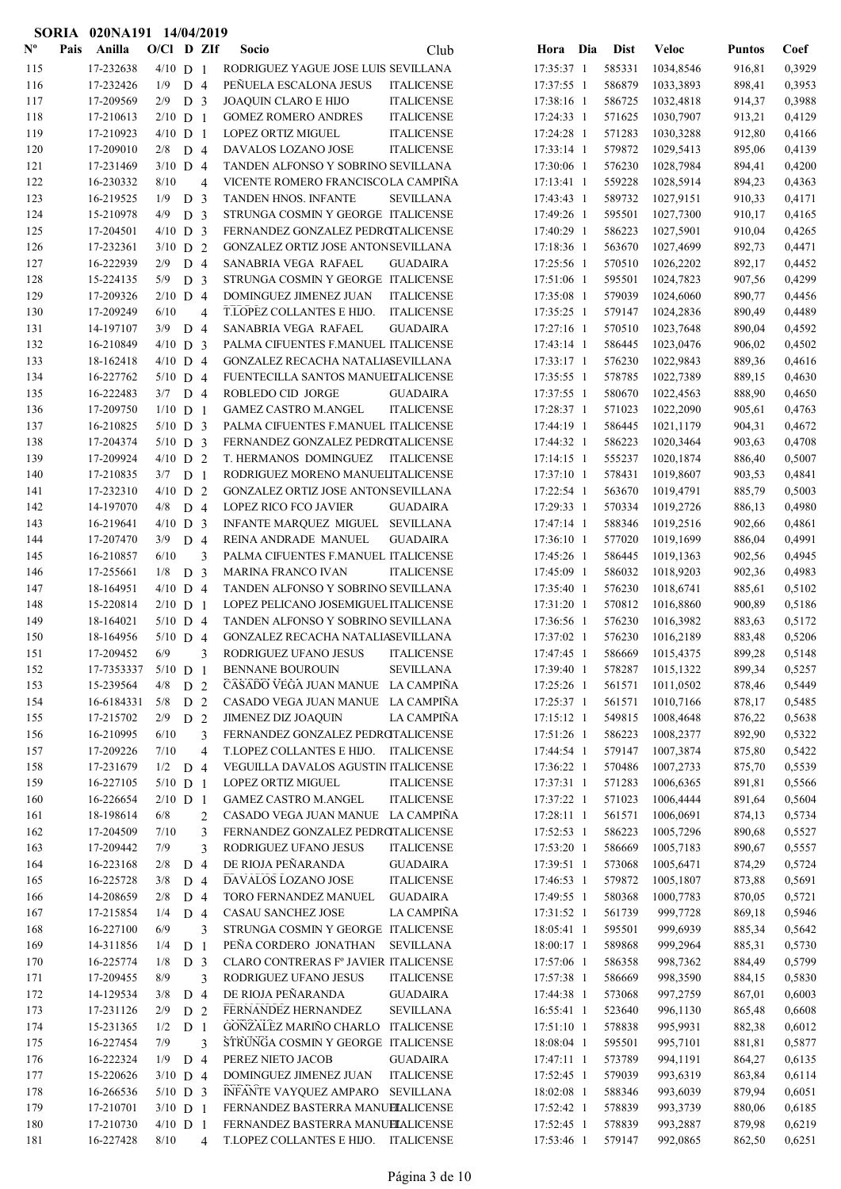SORIA 020NA191 14/04/2019

| Nº | Pais | Anilla | O/Cl | D | ZIf | Socio | Club | Hora | Dia | Dist | Veloc | Puntos | Coef |
|---|---|---|---|---|---|---|---|---|---|---|---|---|---|
| 115 | | 17-232638 | 4/10 | D | 1 | RODRIGUEZ YAGUE JOSE LUIS | SEVILLANA | 17:35:37 | 1 | 585331 | 1034,8546 | 916,81 | 0,3929 |
| 116 | | 17-232426 | 1/9 | D | 4 | PEÑUELA ESCALONA JESUS | ITALICENSE | 17:37:55 | 1 | 586879 | 1033,3893 | 898,41 | 0,3953 |
| 117 | | 17-209569 | 2/9 | D | 3 | JOAQUIN CLARO E HIJO | ITALICENSE | 17:38:16 | 1 | 586725 | 1032,4818 | 914,37 | 0,3988 |
| 118 | | 17-210613 | 2/10 | D | 1 | GOMEZ ROMERO ANDRES | ITALICENSE | 17:24:33 | 1 | 571625 | 1030,7907 | 913,21 | 0,4129 |
| 119 | | 17-210923 | 4/10 | D | 1 | LOPEZ ORTIZ MIGUEL | ITALICENSE | 17:24:28 | 1 | 571283 | 1030,3288 | 912,80 | 0,4166 |
| 120 | | 17-209010 | 2/8 | D | 4 | DAVALOS LOZANO JOSE | ITALICENSE | 17:33:14 | 1 | 579872 | 1029,5413 | 895,06 | 0,4139 |
| 121 | | 17-231469 | 3/10 | D | 4 | TANDEN ALFONSO Y SOBRINO | SEVILLANA | 17:30:06 | 1 | 576230 | 1028,7984 | 894,41 | 0,4200 |
| 122 | | 16-230332 | 8/10 | | 4 | VICENTE ROMERO FRANCISCO | LA CAMPIÑA | 17:13:41 | 1 | 559228 | 1028,5914 | 894,23 | 0,4363 |
| 123 | | 16-219525 | 1/9 | D | 3 | TANDEN HNOS. INFANTE | SEVILLANA | 17:43:43 | 1 | 589732 | 1027,9151 | 910,33 | 0,4171 |
| 124 | | 15-210978 | 4/9 | D | 3 | STRUNGA COSMIN Y GEORGE | ITALICENSE | 17:49:26 | 1 | 595501 | 1027,7300 | 910,17 | 0,4165 |
| 125 | | 17-204501 | 4/10 | D | 3 | FERNANDEZ GONZALEZ PEDRO | ITALICENSE | 17:40:29 | 1 | 586223 | 1027,5901 | 910,04 | 0,4265 |
| 126 | | 17-232361 | 3/10 | D | 2 | GONZALEZ ORTIZ JOSE ANTON | SEVILLANA | 17:18:36 | 1 | 563670 | 1027,4699 | 892,73 | 0,4471 |
| 127 | | 16-222939 | 2/9 | D | 4 | SANABRIA VEGA RAFAEL | GUADAIRA | 17:25:56 | 1 | 570510 | 1026,2202 | 892,17 | 0,4452 |
| 128 | | 15-224135 | 5/9 | D | 3 | STRUNGA COSMIN Y GEORGE | ITALICENSE | 17:51:06 | 1 | 595501 | 1024,7823 | 907,56 | 0,4299 |
| 129 | | 17-209326 | 2/10 | D | 4 | DOMINGUEZ JIMENEZ JUAN | ITALICENSE | 17:35:08 | 1 | 579039 | 1024,6060 | 890,77 | 0,4456 |
| 130 | | 17-209249 | 6/10 | | 4 | T.LOPEZ COLLANTES E HIJO. | ITALICENSE | 17:35:25 | 1 | 579147 | 1024,2836 | 890,49 | 0,4489 |
| 131 | | 14-197107 | 3/9 | D | 4 | SANABRIA VEGA RAFAEL | GUADAIRA | 17:27:16 | 1 | 570510 | 1023,7648 | 890,04 | 0,4592 |
| 132 | | 16-210849 | 4/10 | D | 3 | PALMA CIFUENTES F.MANUEL | ITALICENSE | 17:43:14 | 1 | 586445 | 1023,0476 | 906,02 | 0,4502 |
| 133 | | 18-162418 | 4/10 | D | 4 | GONZALEZ RECACHA NATALIA | SEVILLANA | 17:33:17 | 1 | 576230 | 1022,9843 | 889,36 | 0,4616 |
| 134 | | 16-227762 | 5/10 | D | 4 | FUENTECILLA SANTOS MANUEL | ITALICENSE | 17:35:55 | 1 | 578785 | 1022,7389 | 889,15 | 0,4630 |
| 135 | | 16-222483 | 3/7 | D | 4 | ROBLEDO CID JORGE | GUADAIRA | 17:37:55 | 1 | 580670 | 1022,4563 | 888,90 | 0,4650 |
| 136 | | 17-209750 | 1/10 | D | 1 | GAMEZ CASTRO M.ANGEL | ITALICENSE | 17:28:37 | 1 | 571023 | 1022,2090 | 905,61 | 0,4763 |
| 137 | | 16-210825 | 5/10 | D | 3 | PALMA CIFUENTES F.MANUEL | ITALICENSE | 17:44:19 | 1 | 586445 | 1021,1179 | 904,31 | 0,4672 |
| 138 | | 17-204374 | 5/10 | D | 3 | FERNANDEZ GONZALEZ PEDRO | ITALICENSE | 17:44:32 | 1 | 586223 | 1020,3464 | 903,63 | 0,4708 |
| 139 | | 17-209924 | 4/10 | D | 2 | T. HERMANOS DOMINGUEZ | ITALICENSE | 17:14:15 | 1 | 555237 | 1020,1874 | 886,40 | 0,5007 |
| 140 | | 17-210835 | 3/7 | D | 1 | RODRIGUEZ MORENO MANUEL | ITALICENSE | 17:37:10 | 1 | 578431 | 1019,8607 | 903,53 | 0,4841 |
| 141 | | 17-232310 | 4/10 | D | 2 | GONZALEZ ORTIZ JOSE ANTON | SEVILLANA | 17:22:54 | 1 | 563670 | 1019,4791 | 885,79 | 0,5003 |
| 142 | | 14-197070 | 4/8 | D | 4 | LOPEZ RICO FCO JAVIER | GUADAIRA | 17:29:33 | 1 | 570334 | 1019,2726 | 886,13 | 0,4980 |
| 143 | | 16-219641 | 4/10 | D | 3 | INFANTE MARQUEZ MIGUEL | SEVILLANA | 17:47:14 | 1 | 588346 | 1019,2516 | 902,66 | 0,4861 |
| 144 | | 17-207470 | 3/9 | D | 4 | REINA ANDRADE MANUEL | GUADAIRA | 17:36:10 | 1 | 577020 | 1019,1699 | 886,04 | 0,4991 |
| 145 | | 16-210857 | 6/10 | | 3 | PALMA CIFUENTES F.MANUEL | ITALICENSE | 17:45:26 | 1 | 586445 | 1019,1363 | 902,56 | 0,4945 |
| 146 | | 17-255661 | 1/8 | D | 3 | MARINA FRANCO IVAN | ITALICENSE | 17:45:09 | 1 | 586032 | 1018,9203 | 902,36 | 0,4983 |
| 147 | | 18-164951 | 4/10 | D | 4 | TANDEN ALFONSO Y SOBRINO | SEVILLANA | 17:35:40 | 1 | 576230 | 1018,6741 | 885,61 | 0,5102 |
| 148 | | 15-220814 | 2/10 | D | 1 | LOPEZ PELICANO JOSEMIGUEL | ITALICENSE | 17:31:20 | 1 | 570812 | 1016,8860 | 900,89 | 0,5186 |
| 149 | | 18-164021 | 5/10 | D | 4 | TANDEN ALFONSO Y SOBRINO | SEVILLANA | 17:36:56 | 1 | 576230 | 1016,3982 | 883,63 | 0,5172 |
| 150 | | 18-164956 | 5/10 | D | 4 | GONZALEZ RECACHA NATALIA | SEVILLANA | 17:37:02 | 1 | 576230 | 1016,2189 | 883,48 | 0,5206 |
| 151 | | 17-209452 | 6/9 | | 3 | RODRIGUEZ UFANO JESUS | ITALICENSE | 17:47:45 | 1 | 586669 | 1015,4375 | 899,28 | 0,5148 |
| 152 | | 17-7353337 | 5/10 | D | 1 | BENNANE BOUROUIN | SEVILLANA | 17:39:40 | 1 | 578287 | 1015,1322 | 899,34 | 0,5257 |
| 153 | | 15-239564 | 4/8 | D | 2 | CASADO VEGA JUAN MANUE | LA CAMPIÑA | 17:25:26 | 1 | 561571 | 1011,0502 | 878,46 | 0,5449 |
| 154 | | 16-6184331 | 5/8 | D | 2 | CASADO VEGA JUAN MANUE | LA CAMPIÑA | 17:25:37 | 1 | 561571 | 1010,7166 | 878,17 | 0,5485 |
| 155 | | 17-215702 | 2/9 | D | 2 | JIMENEZ DIZ JOAQUIN | LA CAMPIÑA | 17:15:12 | 1 | 549815 | 1008,4648 | 876,22 | 0,5638 |
| 156 | | 16-210995 | 6/10 | | 3 | FERNANDEZ GONZALEZ PEDRO | ITALICENSE | 17:51:26 | 1 | 586223 | 1008,2377 | 892,90 | 0,5322 |
| 157 | | 17-209226 | 7/10 | | 4 | T.LOPEZ COLLANTES E HIJO. | ITALICENSE | 17:44:54 | 1 | 579147 | 1007,3874 | 875,80 | 0,5422 |
| 158 | | 17-231679 | 1/2 | D | 4 | VEGUILLA DAVALOS AGUSTIN | ITALICENSE | 17:36:22 | 1 | 570486 | 1007,2733 | 875,70 | 0,5539 |
| 159 | | 16-227105 | 5/10 | D | 1 | LOPEZ ORTIZ MIGUEL | ITALICENSE | 17:37:31 | 1 | 571283 | 1006,6365 | 891,81 | 0,5566 |
| 160 | | 16-226654 | 2/10 | D | 1 | GAMEZ CASTRO M.ANGEL | ITALICENSE | 17:37:22 | 1 | 571023 | 1006,4444 | 891,64 | 0,5604 |
| 161 | | 18-198614 | 6/8 | | 2 | CASADO VEGA JUAN MANUE | LA CAMPIÑA | 17:28:11 | 1 | 561571 | 1006,0691 | 874,13 | 0,5734 |
| 162 | | 17-204509 | 7/10 | | 3 | FERNANDEZ GONZALEZ PEDRO | ITALICENSE | 17:52:53 | 1 | 586223 | 1005,7296 | 890,68 | 0,5527 |
| 163 | | 17-209442 | 7/9 | | 3 | RODRIGUEZ UFANO JESUS | ITALICENSE | 17:53:20 | 1 | 586669 | 1005,7183 | 890,67 | 0,5557 |
| 164 | | 16-223168 | 2/8 | D | 4 | DE RIOJA PEÑARANDA | GUADAIRA | 17:39:51 | 1 | 573068 | 1005,6471 | 874,29 | 0,5724 |
| 165 | | 16-225728 | 3/8 | D | 4 | DAVALOS LOZANO JOSE | ITALICENSE | 17:46:53 | 1 | 579872 | 1005,1807 | 873,88 | 0,5691 |
| 166 | | 14-208659 | 2/8 | D | 4 | TORO FERNANDEZ MANUEL | GUADAIRA | 17:49:55 | 1 | 580368 | 1000,7783 | 870,05 | 0,5721 |
| 167 | | 17-215854 | 1/4 | D | 4 | CASAU SANCHEZ JOSE | LA CAMPIÑA | 17:31:52 | 1 | 561739 | 999,7728 | 869,18 | 0,5946 |
| 168 | | 16-227100 | 6/9 | | 3 | STRUNGA COSMIN Y GEORGE | ITALICENSE | 18:05:41 | 1 | 595501 | 999,6939 | 885,34 | 0,5642 |
| 169 | | 14-311856 | 1/4 | D | 1 | PEÑA CORDERO JONATHAN | SEVILLANA | 18:00:17 | 1 | 589868 | 999,2964 | 885,31 | 0,5730 |
| 170 | | 16-225774 | 1/8 | D | 3 | CLARO CONTRERAS Fº JAVIER | ITALICENSE | 17:57:06 | 1 | 586358 | 998,7362 | 884,49 | 0,5799 |
| 171 | | 17-209455 | 8/9 | | 3 | RODRIGUEZ UFANO JESUS | ITALICENSE | 17:57:38 | 1 | 586669 | 998,3590 | 884,15 | 0,5830 |
| 172 | | 14-129534 | 3/8 | D | 4 | DE RIOJA PEÑARANDA | GUADAIRA | 17:44:38 | 1 | 573068 | 997,2759 | 867,01 | 0,6003 |
| 173 | | 17-231126 | 2/9 | D | 2 | FERNANDEZ HERNANDEZ | SEVILLANA | 16:55:41 | 1 | 523640 | 996,1130 | 865,48 | 0,6608 |
| 174 | | 15-231365 | 1/2 | D | 1 | GONZALEZ MARIÑO CHARLO | ITALICENSE | 17:51:10 | 1 | 573286 | 995,9931 | 882,38 | 0,6012 |
| 175 | | 16-227454 | 7/9 | | 3 | STRUNGA COSMIN Y GEORGE | ITALICENSE | 18:08:04 | 1 | 595501 | 995,7101 | 881,81 | 0,5877 |
| 176 | | 16-222324 | 1/9 | D | 4 | PEREZ NIETO JACOB | GUADAIRA | 17:47:11 | 1 | 573789 | 994,1191 | 864,27 | 0,6135 |
| 177 | | 15-220626 | 3/10 | D | 4 | DOMINGUEZ JIMENEZ JUAN | ITALICENSE | 17:52:45 | 1 | 579039 | 993,6319 | 863,84 | 0,6114 |
| 178 | | 16-266536 | 5/10 | D | 3 | INFANTE VAYQUEZ AMPARO | SEVILLANA | 18:02:08 | 1 | 588346 | 993,6039 | 879,94 | 0,6051 |
| 179 | | 17-210701 | 3/10 | D | 1 | FERNANDEZ BASTERRA MANUEL | ITALICENSE | 17:52:42 | 1 | 578839 | 993,3739 | 880,06 | 0,6185 |
| 180 | | 17-210730 | 4/10 | D | 1 | FERNANDEZ BASTERRA MANUEL | ITALICENSE | 17:52:45 | 1 | 578839 | 993,2887 | 879,98 | 0,6219 |
| 181 | | 16-227428 | 8/10 | | 4 | T.LOPEZ COLLANTES E HIJO. | ITALICENSE | 17:53:46 | 1 | 579147 | 992,0865 | 862,50 | 0,6251 |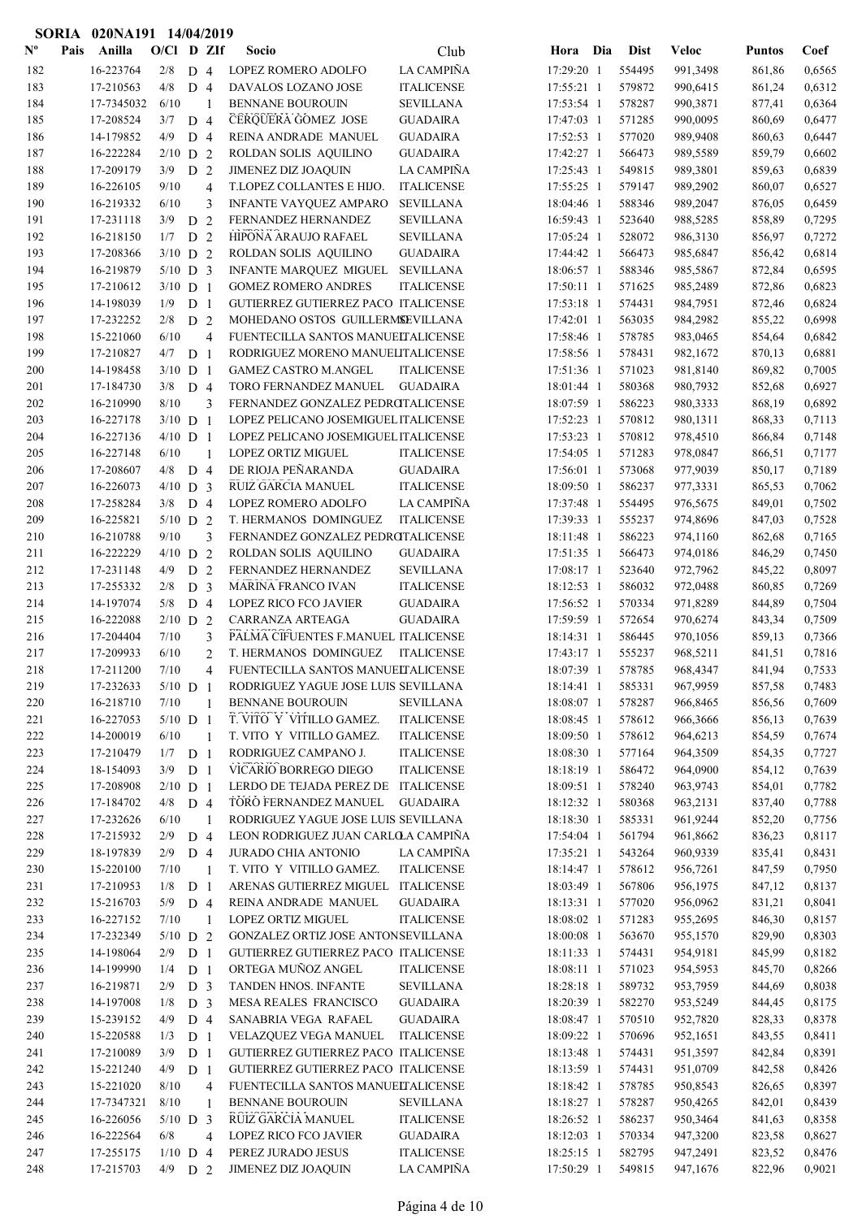SORIA 020NA191 14/04/2019

| Nº | Pais | Anilla | O/Cl | D | ZIf | Socio | Club | Hora | Dia | Dist | Veloc | Puntos | Coef |
|---|---|---|---|---|---|---|---|---|---|---|---|---|---|
| 182 | | 16-223764 | 2/8 | D | 4 | LOPEZ ROMERO ADOLFO | LA CAMPIÑA | 17:29:20 | 1 | 554495 | 991,3498 | 861,86 | 0,6565 |
| 183 | | 17-210563 | 4/8 | D | 4 | DAVALOS LOZANO JOSE | ITALICENSE | 17:55:21 | 1 | 579872 | 990,6415 | 861,24 | 0,6312 |
| 184 | | 17-7345032 | 6/10 | | 1 | BENNANE BOUROUIN | SEVILLANA | 17:53:54 | 1 | 578287 | 990,3871 | 877,41 | 0,6364 |
| 185 | | 17-208524 | 3/7 | D | 4 | CERQUERA GOMEZ JOSE | GUADAIRA | 17:47:03 | 1 | 571285 | 990,0095 | 860,69 | 0,6477 |
| 186 | | 14-179852 | 4/9 | D | 4 | REINA ANDRADE MANUEL | GUADAIRA | 17:52:53 | 1 | 577020 | 989,9408 | 860,63 | 0,6447 |
| 187 | | 16-222284 | 2/10 | D | 2 | ROLDAN SOLIS AQUILINO | GUADAIRA | 17:42:27 | 1 | 566473 | 989,5589 | 859,79 | 0,6602 |
| 188 | | 17-209179 | 3/9 | D | 2 | JIMENEZ DIZ JOAQUIN | LA CAMPIÑA | 17:25:43 | 1 | 549815 | 989,3801 | 859,63 | 0,6839 |
| 189 | | 16-226105 | 9/10 | | 4 | T.LOPEZ COLLANTES E HIJO. | ITALICENSE | 17:55:25 | 1 | 579147 | 989,2902 | 860,07 | 0,6527 |
| 190 | | 16-219332 | 6/10 | | 3 | INFANTE VAYQUEZ AMPARO | SEVILLANA | 18:04:46 | 1 | 588346 | 989,2047 | 876,05 | 0,6459 |
| 191 | | 17-231118 | 3/9 | D | 2 | FERNANDEZ HERNANDEZ | SEVILLANA | 16:59:43 | 1 | 523640 | 988,5285 | 858,89 | 0,7295 |
| 192 | | 16-218150 | 1/7 | D | 2 | HIPONA ARAUJO RAFAEL | SEVILLANA | 17:05:24 | 1 | 528072 | 986,3130 | 856,97 | 0,7272 |
| 193 | | 17-208366 | 3/10 | D | 2 | ROLDAN SOLIS AQUILINO | GUADAIRA | 17:44:42 | 1 | 566473 | 985,6847 | 856,42 | 0,6814 |
| 194 | | 16-219879 | 5/10 | D | 3 | INFANTE MARQUEZ MIGUEL | SEVILLANA | 18:06:57 | 1 | 588346 | 985,5867 | 872,84 | 0,6595 |
| 195 | | 17-210612 | 3/10 | D | 1 | GOMEZ ROMERO ANDRES | ITALICENSE | 17:50:11 | 1 | 571625 | 985,2489 | 872,86 | 0,6823 |
| 196 | | 14-198039 | 1/9 | D | 1 | GUTIERREZ GUTIERREZ PACO | ITALICENSE | 17:53:18 | 1 | 574431 | 984,7951 | 872,46 | 0,6824 |
| 197 | | 17-232252 | 2/8 | D | 2 | MOHEDANO OSTOS GUILLERMO | SEVILLANA | 17:42:01 | 1 | 563035 | 984,2982 | 855,22 | 0,6998 |
| 198 | | 15-221060 | 6/10 | | 4 | FUENTECILLA SANTOS MANUEL | ITALICENSE | 17:58:46 | 1 | 578785 | 983,0465 | 854,64 | 0,6842 |
| 199 | | 17-210827 | 4/7 | D | 1 | RODRIGUEZ MORENO MANUEL | ITALICENSE | 17:58:56 | 1 | 578431 | 982,1672 | 870,13 | 0,6881 |
| 200 | | 14-198458 | 3/10 | D | 1 | GAMEZ CASTRO M.ANGEL | ITALICENSE | 17:51:36 | 1 | 571023 | 981,8140 | 869,82 | 0,7005 |
| 201 | | 17-184730 | 3/8 | D | 4 | TORO FERNANDEZ MANUEL | GUADAIRA | 18:01:44 | 1 | 580368 | 980,7932 | 852,68 | 0,6927 |
| 202 | | 16-210990 | 8/10 | | 3 | FERNANDEZ GONZALEZ PEDRO | ITALICENSE | 18:07:59 | 1 | 586223 | 980,3333 | 868,19 | 0,6892 |
| 203 | | 16-227178 | 3/10 | D | 1 | LOPEZ PELICANO JOSEMIGUEL | ITALICENSE | 17:52:23 | 1 | 570812 | 980,1311 | 868,33 | 0,7113 |
| 204 | | 16-227136 | 4/10 | D | 1 | LOPEZ PELICANO JOSEMIGUEL | ITALICENSE | 17:53:23 | 1 | 570812 | 978,4510 | 866,84 | 0,7148 |
| 205 | | 16-227148 | 6/10 | | 1 | LOPEZ ORTIZ MIGUEL | ITALICENSE | 17:54:05 | 1 | 571283 | 978,0847 | 866,51 | 0,7177 |
| 206 | | 17-208607 | 4/8 | D | 4 | DE RIOJA PEÑARANDA | GUADAIRA | 17:56:01 | 1 | 573068 | 977,9039 | 850,17 | 0,7189 |
| 207 | | 16-226073 | 4/10 | D | 3 | RUIZ GARCIA MANUEL | ITALICENSE | 18:09:50 | 1 | 586237 | 977,3331 | 865,53 | 0,7062 |
| 208 | | 17-258284 | 3/8 | D | 4 | LOPEZ ROMERO ADOLFO | LA CAMPIÑA | 17:37:48 | 1 | 554495 | 976,5675 | 849,01 | 0,7502 |
| 209 | | 16-225821 | 5/10 | D | 2 | T. HERMANOS DOMINGUEZ | ITALICENSE | 17:39:33 | 1 | 555237 | 974,8696 | 847,03 | 0,7528 |
| 210 | | 16-210788 | 9/10 | | 3 | FERNANDEZ GONZALEZ PEDRO | ITALICENSE | 18:11:48 | 1 | 586223 | 974,1160 | 862,68 | 0,7165 |
| 211 | | 16-222229 | 4/10 | D | 2 | ROLDAN SOLIS AQUILINO | GUADAIRA | 17:51:35 | 1 | 566473 | 974,0186 | 846,29 | 0,7450 |
| 212 | | 17-231148 | 4/9 | D | 2 | FERNANDEZ HERNANDEZ | SEVILLANA | 17:08:17 | 1 | 523640 | 972,7962 | 845,22 | 0,8097 |
| 213 | | 17-255332 | 2/8 | D | 3 | MARINA FRANCO IVAN | ITALICENSE | 18:12:53 | 1 | 586032 | 972,0488 | 860,85 | 0,7269 |
| 214 | | 14-197074 | 5/8 | D | 4 | LOPEZ RICO FCO JAVIER | GUADAIRA | 17:56:52 | 1 | 570334 | 971,8289 | 844,89 | 0,7504 |
| 215 | | 16-222088 | 2/10 | D | 2 | CARRANZA ARTEAGA | GUADAIRA | 17:59:59 | 1 | 572654 | 970,6274 | 843,34 | 0,7509 |
| 216 | | 17-204404 | 7/10 | | 3 | PALMA CIFUENTES F.MANUEL | ITALICENSE | 18:14:31 | 1 | 586445 | 970,1056 | 859,13 | 0,7366 |
| 217 | | 17-209933 | 6/10 | | 2 | T. HERMANOS DOMINGUEZ | ITALICENSE | 17:43:17 | 1 | 555237 | 968,5211 | 841,51 | 0,7816 |
| 218 | | 17-211200 | 7/10 | | 4 | FUENTECILLA SANTOS MANUEL | ITALICENSE | 18:07:39 | 1 | 578785 | 968,4347 | 841,94 | 0,7533 |
| 219 | | 17-232633 | 5/10 | D | 1 | RODRIGUEZ YAGUE JOSE LUIS | SEVILLANA | 18:14:41 | 1 | 585331 | 967,9959 | 857,58 | 0,7483 |
| 220 | | 16-218710 | 7/10 | | 1 | BENNANE BOUROUIN | SEVILLANA | 18:08:07 | 1 | 578287 | 966,8465 | 856,56 | 0,7609 |
| 221 | | 16-227053 | 5/10 | D | 1 | T. VITO Y VITILLO GAMEZ. | ITALICENSE | 18:08:45 | 1 | 578612 | 966,3666 | 856,13 | 0,7639 |
| 222 | | 14-200019 | 6/10 | | 1 | T. VITO Y VITILLO GAMEZ. | ITALICENSE | 18:09:50 | 1 | 578612 | 964,6213 | 854,59 | 0,7674 |
| 223 | | 17-210479 | 1/7 | D | 1 | RODRIGUEZ CAMPANO J. | ITALICENSE | 18:08:30 | 1 | 577164 | 964,3509 | 854,35 | 0,7727 |
| 224 | | 18-154093 | 3/9 | D | 1 | VICARIO BORREGO DIEGO | ITALICENSE | 18:18:19 | 1 | 586472 | 964,0900 | 854,12 | 0,7639 |
| 225 | | 17-208908 | 2/10 | D | 1 | LERDO DE TEJADA PEREZ DE | ITALICENSE | 18:09:51 | 1 | 578240 | 963,9743 | 854,01 | 0,7782 |
| 226 | | 17-184702 | 4/8 | D | 4 | TORO FERNANDEZ MANUEL | GUADAIRA | 18:12:32 | 1 | 580368 | 963,2131 | 837,40 | 0,7788 |
| 227 | | 17-232626 | 6/10 | | 1 | RODRIGUEZ YAGUE JOSE LUIS | SEVILLANA | 18:18:30 | 1 | 585331 | 961,9244 | 852,20 | 0,7756 |
| 228 | | 17-215932 | 2/9 | D | 4 | LEON RODRIGUEZ JUAN CARLO | LA CAMPIÑA | 17:54:04 | 1 | 561794 | 961,8662 | 836,23 | 0,8117 |
| 229 | | 18-197839 | 2/9 | D | 4 | JURADO CHIA ANTONIO | LA CAMPIÑA | 17:35:21 | 1 | 543264 | 960,9339 | 835,41 | 0,8431 |
| 230 | | 15-220100 | 7/10 | | 1 | T. VITO Y VITILLO GAMEZ. | ITALICENSE | 18:14:47 | 1 | 578612 | 956,7261 | 847,59 | 0,7950 |
| 231 | | 17-210953 | 1/8 | D | 1 | ARENAS GUTIERREZ MIGUEL | ITALICENSE | 18:03:49 | 1 | 567806 | 956,1975 | 847,12 | 0,8137 |
| 232 | | 15-216703 | 5/9 | D | 4 | REINA ANDRADE MANUEL | GUADAIRA | 18:13:31 | 1 | 577020 | 956,0962 | 831,21 | 0,8041 |
| 233 | | 16-227152 | 7/10 | | 1 | LOPEZ ORTIZ MIGUEL | ITALICENSE | 18:08:02 | 1 | 571283 | 955,2695 | 846,30 | 0,8157 |
| 234 | | 17-232349 | 5/10 | D | 2 | GONZALEZ ORTIZ JOSE ANTON | SEVILLANA | 18:00:08 | 1 | 563670 | 955,1570 | 829,90 | 0,8303 |
| 235 | | 14-198064 | 2/9 | D | 1 | GUTIERREZ GUTIERREZ PACO | ITALICENSE | 18:11:33 | 1 | 574431 | 954,9181 | 845,99 | 0,8182 |
| 236 | | 14-199990 | 1/4 | D | 1 | ORTEGA MUÑOZ ANGEL | ITALICENSE | 18:08:11 | 1 | 571023 | 954,5953 | 845,70 | 0,8266 |
| 237 | | 16-219871 | 2/9 | D | 3 | TANDEN HNOS. INFANTE | SEVILLANA | 18:28:18 | 1 | 589732 | 953,7959 | 844,69 | 0,8038 |
| 238 | | 14-197008 | 1/8 | D | 3 | MESA REALES FRANCISCO | GUADAIRA | 18:20:39 | 1 | 582270 | 953,5249 | 844,45 | 0,8175 |
| 239 | | 15-239152 | 4/9 | D | 4 | SANABRIA VEGA RAFAEL | GUADAIRA | 18:08:47 | 1 | 570510 | 952,7820 | 828,33 | 0,8378 |
| 240 | | 15-220588 | 1/3 | D | 1 | VELAZQUEZ VEGA MANUEL | ITALICENSE | 18:09:22 | 1 | 570696 | 952,1651 | 843,55 | 0,8411 |
| 241 | | 17-210089 | 3/9 | D | 1 | GUTIERREZ GUTIERREZ PACO | ITALICENSE | 18:13:48 | 1 | 574431 | 951,3597 | 842,84 | 0,8391 |
| 242 | | 15-221240 | 4/9 | D | 1 | GUTIERREZ GUTIERREZ PACO | ITALICENSE | 18:13:59 | 1 | 574431 | 951,0709 | 842,58 | 0,8426 |
| 243 | | 15-221020 | 8/10 | | 4 | FUENTECILLA SANTOS MANUEL | ITALICENSE | 18:18:42 | 1 | 578785 | 950,8543 | 826,65 | 0,8397 |
| 244 | | 17-7347321 | 8/10 | | 1 | BENNANE BOUROUIN | SEVILLANA | 18:18:27 | 1 | 578287 | 950,4265 | 842,01 | 0,8439 |
| 245 | | 16-226056 | 5/10 | D | 3 | RUIZ GARCIA MANUEL | ITALICENSE | 18:26:52 | 1 | 586237 | 950,3464 | 841,63 | 0,8358 |
| 246 | | 16-222564 | 6/8 | | 4 | LOPEZ RICO FCO JAVIER | GUADAIRA | 18:12:03 | 1 | 570334 | 947,3200 | 823,58 | 0,8627 |
| 247 | | 17-255175 | 1/10 | D | 4 | PEREZ JURADO JESUS | ITALICENSE | 18:25:15 | 1 | 582795 | 947,2491 | 823,52 | 0,8476 |
| 248 | | 17-215703 | 4/9 | D | 2 | JIMENEZ DIZ JOAQUIN | LA CAMPIÑA | 17:50:29 | 1 | 549815 | 947,1676 | 822,96 | 0,9021 |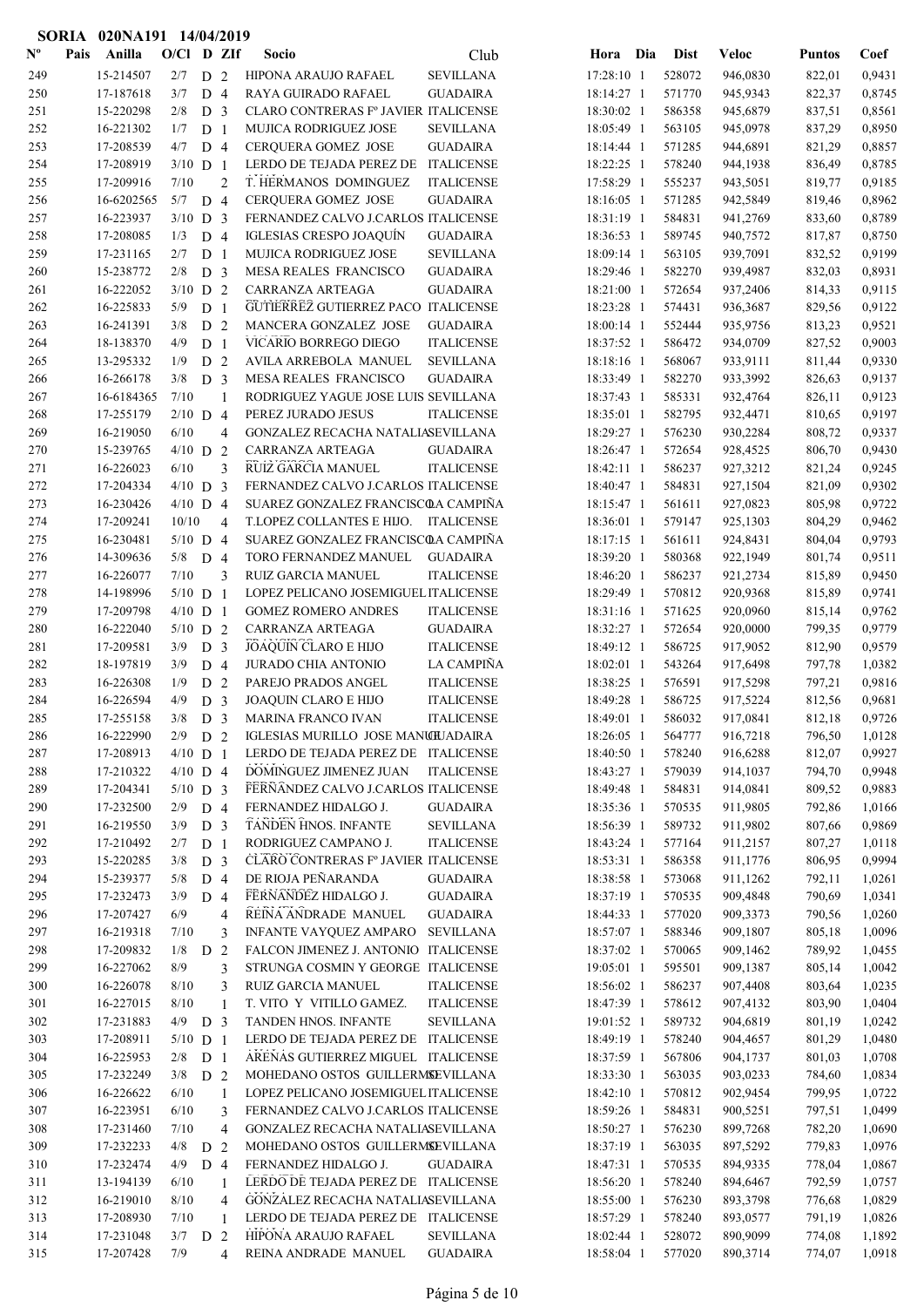**SORIA 020NA191 14/04/2019**

| Nº | Pais | Anilla | O/Cl | D | ZIf | Socio | Club | Hora | Dia | Dist | Veloc | Puntos | Coef |
|---|---|---|---|---|---|---|---|---|---|---|---|---|---|
| 249 | | 15-214507 | 2/7 | D | 2 | HIPONA ARAUJO RAFAEL | SEVILLANA | 17:28:10 | 1 | 528072 | 946,0830 | 822,01 | 0,9431 |
| 250 | | 17-187618 | 3/7 | D | 4 | RAYA GUIRADO RAFAEL | GUADAIRA | 18:14:27 | 1 | 571770 | 945,9343 | 822,37 | 0,8745 |
| 251 | | 15-220298 | 2/8 | D | 3 | CLARO CONTRERAS Fº JAVIER | ITALICENSE | 18:30:02 | 1 | 586358 | 945,6879 | 837,51 | 0,8561 |
| 252 | | 16-221302 | 1/7 | D | 1 | MUJICA RODRIGUEZ JOSE | SEVILLANA | 18:05:49 | 1 | 563105 | 945,0978 | 837,29 | 0,8950 |
| 253 | | 17-208539 | 4/7 | D | 4 | CERQUERA GOMEZ JOSE | GUADAIRA | 18:14:44 | 1 | 571285 | 944,6891 | 821,29 | 0,8857 |
| 254 | | 17-208919 | 3/10 | D | 1 | LERDO DE TEJADA PEREZ DE | ITALICENSE | 18:22:25 | 1 | 578240 | 944,1938 | 836,49 | 0,8785 |
| 255 | | 17-209916 | 7/10 | | 2 | T. HERMANOS DOMINGUEZ | ITALICENSE | 17:58:29 | 1 | 555237 | 943,5051 | 819,77 | 0,9185 |
| 256 | | 16-6202565 | 5/7 | D | 4 | CERQUERA GOMEZ JOSE | GUADAIRA | 18:16:05 | 1 | 571285 | 942,5849 | 819,46 | 0,8962 |
| 257 | | 16-223937 | 3/10 | D | 3 | FERNANDEZ CALVO J.CARLOS | ITALICENSE | 18:31:19 | 1 | 584831 | 941,2769 | 833,60 | 0,8789 |
| 258 | | 17-208085 | 1/3 | D | 4 | IGLESIAS CRESPO JOAQUÍN | GUADAIRA | 18:36:53 | 1 | 589745 | 940,7572 | 817,87 | 0,8750 |
| 259 | | 17-231165 | 2/7 | D | 1 | MUJICA RODRIGUEZ JOSE | SEVILLANA | 18:09:14 | 1 | 563105 | 939,7091 | 832,52 | 0,9199 |
| 260 | | 15-238772 | 2/8 | D | 3 | MESA REALES FRANCISCO | GUADAIRA | 18:29:46 | 1 | 582270 | 939,4987 | 832,03 | 0,8931 |
| 261 | | 16-222052 | 3/10 | D | 2 | CARRANZA ARTEAGA | GUADAIRA | 18:21:00 | 1 | 572654 | 937,2406 | 814,33 | 0,9115 |
| 262 | | 16-225833 | 5/9 | D | 1 | GUTIERREZ GUTIERREZ PACO | ITALICENSE | 18:23:28 | 1 | 574431 | 936,3687 | 829,56 | 0,9122 |
| 263 | | 16-241391 | 3/8 | D | 2 | MANCERA GONZALEZ JOSE | GUADAIRA | 18:00:14 | 1 | 552444 | 935,9756 | 813,23 | 0,9521 |
| 264 | | 18-138370 | 4/9 | D | 1 | VICARIO BORREGO DIEGO | ITALICENSE | 18:37:52 | 1 | 586472 | 934,0709 | 827,52 | 0,9003 |
| 265 | | 13-295332 | 1/9 | D | 2 | AVILA ARREBOLA MANUEL | SEVILLANA | 18:18:16 | 1 | 568067 | 933,9111 | 811,44 | 0,9330 |
| 266 | | 16-266178 | 3/8 | D | 3 | MESA REALES FRANCISCO | GUADAIRA | 18:33:49 | 1 | 582270 | 933,3992 | 826,63 | 0,9137 |
| 267 | | 16-6184365 | 7/10 | | 1 | RODRIGUEZ YAGUE JOSE LUIS | SEVILLANA | 18:37:43 | 1 | 585331 | 932,4764 | 826,11 | 0,9123 |
| 268 | | 17-255179 | 2/10 | D | 4 | PEREZ JURADO JESUS | ITALICENSE | 18:35:01 | 1 | 582795 | 932,4471 | 810,65 | 0,9197 |
| 269 | | 16-219050 | 6/10 | | 4 | GONZALEZ RECACHA NATALIA | SEVILLANA | 18:29:27 | 1 | 576230 | 930,2284 | 808,72 | 0,9337 |
| 270 | | 15-239765 | 4/10 | D | 2 | CARRANZA ARTEAGA | GUADAIRA | 18:26:47 | 1 | 572654 | 928,4525 | 806,70 | 0,9430 |
| 271 | | 16-226023 | 6/10 | | 3 | RUIZ GARCIA MANUEL | ITALICENSE | 18:42:11 | 1 | 586237 | 927,3212 | 821,24 | 0,9245 |
| 272 | | 17-204334 | 4/10 | D | 3 | FERNANDEZ CALVO J.CARLOS | ITALICENSE | 18:40:47 | 1 | 584831 | 927,1504 | 821,09 | 0,9302 |
| 273 | | 16-230426 | 4/10 | D | 4 | SUAREZ GONZALEZ FRANCISCO | LA CAMPIÑA | 18:15:47 | 1 | 561611 | 927,0823 | 805,98 | 0,9722 |
| 274 | | 17-209241 | 10/10 | | 4 | T.LOPEZ COLLANTES E HIJO. | ITALICENSE | 18:36:01 | 1 | 579147 | 925,1303 | 804,29 | 0,9462 |
| 275 | | 16-230481 | 5/10 | D | 4 | SUAREZ GONZALEZ FRANCISCO | LA CAMPIÑA | 18:17:15 | 1 | 561611 | 924,8431 | 804,04 | 0,9793 |
| 276 | | 14-309636 | 5/8 | D | 4 | TORO FERNANDEZ MANUEL | GUADAIRA | 18:39:20 | 1 | 580368 | 922,1949 | 801,74 | 0,9511 |
| 277 | | 16-226077 | 7/10 | | 3 | RUIZ GARCIA MANUEL | ITALICENSE | 18:46:20 | 1 | 586237 | 921,2734 | 815,89 | 0,9450 |
| 278 | | 14-198996 | 5/10 | D | 1 | LOPEZ PELICANO JOSEMIGUEL | ITALICENSE | 18:29:49 | 1 | 570812 | 920,9368 | 815,89 | 0,9741 |
| 279 | | 17-209798 | 4/10 | D | 1 | GOMEZ ROMERO ANDRES | ITALICENSE | 18:31:16 | 1 | 571625 | 920,0960 | 815,14 | 0,9762 |
| 280 | | 16-222040 | 5/10 | D | 2 | CARRANZA ARTEAGA | GUADAIRA | 18:32:27 | 1 | 572654 | 920,0000 | 799,35 | 0,9779 |
| 281 | | 17-209581 | 3/9 | D | 3 | JOAQUIN CLARO E HIJO | ITALICENSE | 18:49:12 | 1 | 586725 | 917,9052 | 812,90 | 0,9579 |
| 282 | | 18-197819 | 3/9 | D | 4 | JURADO CHIA ANTONIO | LA CAMPIÑA | 18:02:01 | 1 | 543264 | 917,6498 | 797,78 | 1,0382 |
| 283 | | 16-226308 | 1/9 | D | 2 | PAREJO PRADOS ANGEL | ITALICENSE | 18:38:25 | 1 | 576591 | 917,5298 | 797,21 | 0,9816 |
| 284 | | 16-226594 | 4/9 | D | 3 | JOAQUIN CLARO E HIJO | ITALICENSE | 18:49:28 | 1 | 586725 | 917,5224 | 812,56 | 0,9681 |
| 285 | | 17-255158 | 3/8 | D | 3 | MARINA FRANCO IVAN | ITALICENSE | 18:49:01 | 1 | 586032 | 917,0841 | 812,18 | 0,9726 |
| 286 | | 16-222990 | 2/9 | D | 2 | IGLESIAS MURILLO JOSE MANUEL | GUADAIRA | 18:26:05 | 1 | 564777 | 916,7218 | 796,50 | 1,0128 |
| 287 | | 17-208913 | 4/10 | D | 1 | LERDO DE TEJADA PEREZ DE | ITALICENSE | 18:40:50 | 1 | 578240 | 916,6288 | 812,07 | 0,9927 |
| 288 | | 17-210322 | 4/10 | D | 4 | DOMINGUEZ JIMENEZ JUAN | ITALICENSE | 18:43:27 | 1 | 579039 | 914,1037 | 794,70 | 0,9948 |
| 289 | | 17-204341 | 5/10 | D | 3 | FERNANDEZ CALVO J.CARLOS | ITALICENSE | 18:49:48 | 1 | 584831 | 914,0841 | 809,52 | 0,9883 |
| 290 | | 17-232500 | 2/9 | D | 4 | FERNANDEZ HIDALGO J. | GUADAIRA | 18:35:36 | 1 | 570535 | 911,9805 | 792,86 | 1,0166 |
| 291 | | 16-219550 | 3/9 | D | 3 | TANDEN HNOS. INFANTE | SEVILLANA | 18:56:39 | 1 | 589732 | 911,9802 | 807,66 | 0,9869 |
| 292 | | 17-210492 | 2/7 | D | 1 | RODRIGUEZ CAMPANO J. | ITALICENSE | 18:43:24 | 1 | 577164 | 911,2157 | 807,27 | 1,0118 |
| 293 | | 15-220285 | 3/8 | D | 3 | CLARO CONTRERAS Fº JAVIER | ITALICENSE | 18:53:31 | 1 | 586358 | 911,1776 | 806,95 | 0,9994 |
| 294 | | 15-239377 | 5/8 | D | 4 | DE RIOJA PEÑARANDA | GUADAIRA | 18:38:58 | 1 | 573068 | 911,1262 | 792,11 | 1,0261 |
| 295 | | 17-232473 | 3/9 | D | 4 | FERNANDEZ HIDALGO J. | GUADAIRA | 18:37:19 | 1 | 570535 | 909,4848 | 790,69 | 1,0341 |
| 296 | | 17-207427 | 6/9 | | 4 | REINA ANDRADE MANUEL | GUADAIRA | 18:44:33 | 1 | 577020 | 909,3373 | 790,56 | 1,0260 |
| 297 | | 16-219318 | 7/10 | | 3 | INFANTE VAYQUEZ AMPARO | SEVILLANA | 18:57:07 | 1 | 588346 | 909,1807 | 805,18 | 1,0096 |
| 298 | | 17-209832 | 1/8 | D | 2 | FALCON JIMENEZ J. ANTONIO | ITALICENSE | 18:37:02 | 1 | 570065 | 909,1462 | 789,92 | 1,0455 |
| 299 | | 16-227062 | 8/9 | | 3 | STRUNGA COSMIN Y GEORGE | ITALICENSE | 19:05:01 | 1 | 595501 | 909,1387 | 805,14 | 1,0042 |
| 300 | | 16-226078 | 8/10 | | 3 | RUIZ GARCIA MANUEL | ITALICENSE | 18:56:02 | 1 | 586237 | 907,4408 | 803,64 | 1,0235 |
| 301 | | 16-227015 | 8/10 | | 1 | T. VITO Y VITILLO GAMEZ. | ITALICENSE | 18:47:39 | 1 | 578612 | 907,4132 | 803,90 | 1,0404 |
| 302 | | 17-231883 | 4/9 | D | 3 | TANDEN HNOS. INFANTE | SEVILLANA | 19:01:52 | 1 | 589732 | 904,6819 | 801,19 | 1,0242 |
| 303 | | 17-208911 | 5/10 | D | 1 | LERDO DE TEJADA PEREZ DE | ITALICENSE | 18:49:19 | 1 | 578240 | 904,4657 | 801,29 | 1,0480 |
| 304 | | 16-225953 | 2/8 | D | 1 | ARENAS GUTIERREZ MIGUEL | ITALICENSE | 18:37:59 | 1 | 567806 | 904,1737 | 801,03 | 1,0708 |
| 305 | | 17-232249 | 3/8 | D | 2 | MOHEDANO OSTOS GUILLERMO | SEVILLANA | 18:33:30 | 1 | 563035 | 903,0233 | 784,60 | 1,0834 |
| 306 | | 16-226622 | 6/10 | | 1 | LOPEZ PELICANO JOSEMIGUEL | ITALICENSE | 18:42:10 | 1 | 570812 | 902,9454 | 799,95 | 1,0722 |
| 307 | | 16-223951 | 6/10 | | 3 | FERNANDEZ CALVO J.CARLOS | ITALICENSE | 18:59:26 | 1 | 584831 | 900,5251 | 797,51 | 1,0499 |
| 308 | | 17-231460 | 7/10 | | 4 | GONZALEZ RECACHA NATALIA | SEVILLANA | 18:50:27 | 1 | 576230 | 899,7268 | 782,20 | 1,0690 |
| 309 | | 17-232233 | 4/8 | D | 2 | MOHEDANO OSTOS GUILLERMO | SEVILLANA | 18:37:19 | 1 | 563035 | 897,5292 | 779,83 | 1,0976 |
| 310 | | 17-232474 | 4/9 | D | 4 | FERNANDEZ HIDALGO J. | GUADAIRA | 18:47:31 | 1 | 570535 | 894,9335 | 778,04 | 1,0867 |
| 311 | | 13-194139 | 6/10 | | 1 | LERDO DE TEJADA PEREZ DE | ITALICENSE | 18:56:20 | 1 | 578240 | 894,6467 | 792,59 | 1,0757 |
| 312 | | 16-219010 | 8/10 | | 4 | GONZALEZ RECACHA NATALIA | SEVILLANA | 18:55:00 | 1 | 576230 | 893,3798 | 776,68 | 1,0829 |
| 313 | | 17-208930 | 7/10 | | 1 | LERDO DE TEJADA PEREZ DE | ITALICENSE | 18:57:29 | 1 | 578240 | 893,0577 | 791,19 | 1,0826 |
| 314 | | 17-231048 | 3/7 | D | 2 | HIPONA ARAUJO RAFAEL | SEVILLANA | 18:02:44 | 1 | 528072 | 890,9099 | 774,08 | 1,1892 |
| 315 | | 17-207428 | 7/9 | | 4 | REINA ANDRADE MANUEL | GUADAIRA | 18:58:04 | 1 | 577020 | 890,3714 | 774,07 | 1,0918 |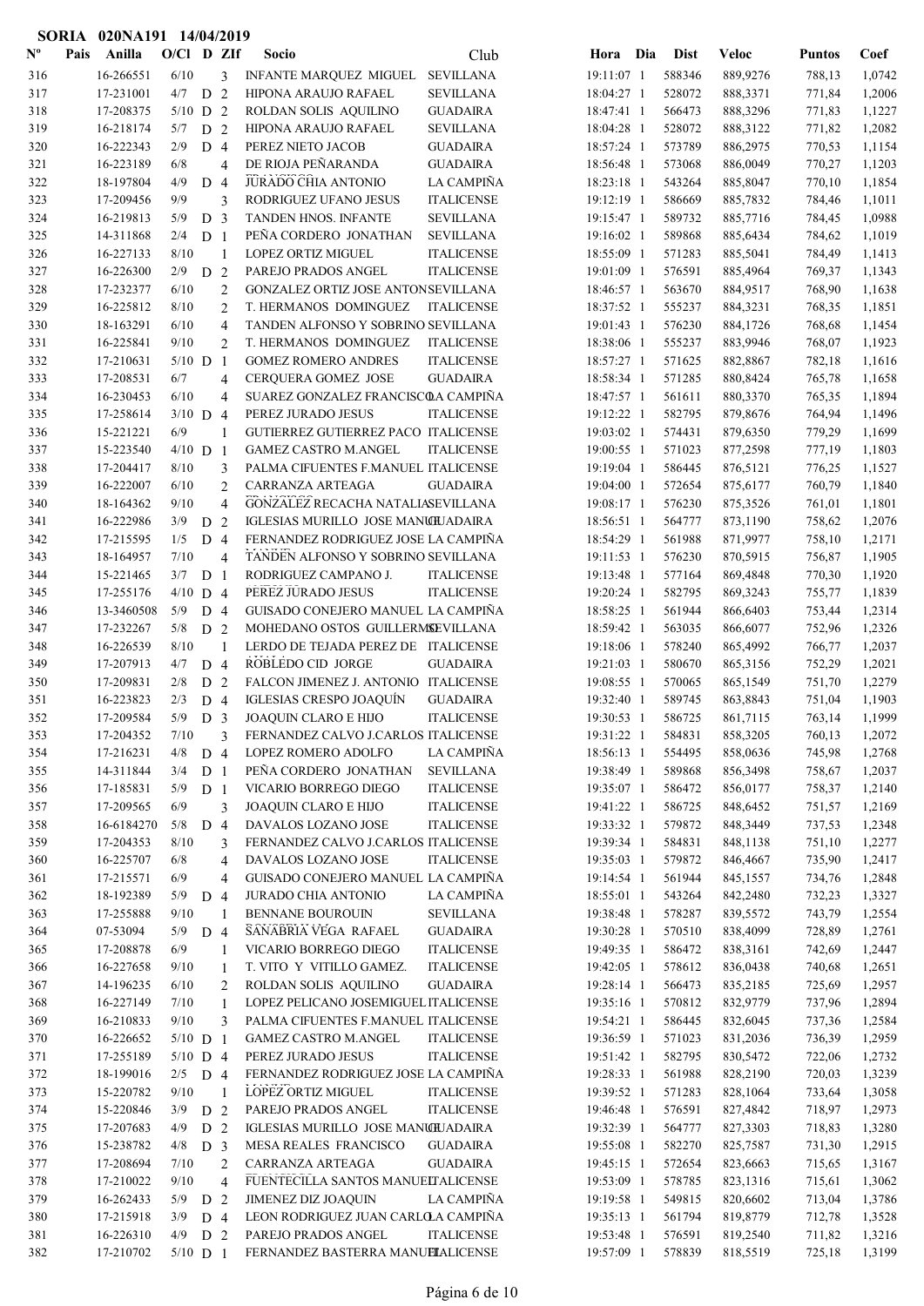**SORIA 020NA191 14/04/2019**

| Nº | Pais | Anilla | O/Cl | D | ZIf | Socio | Club | Hora | Dia | Dist | Veloc | Puntos | Coef |
|---|---|---|---|---|---|---|---|---|---|---|---|---|---|
| 316 | | 16-266551 | 6/10 | | 3 | INFANTE MARQUEZ MIGUEL | SEVILLANA | 19:11:07 | 1 | 588346 | 889,9276 | 788,13 | 1,0742 |
| 317 | | 17-231001 | 4/7 | D | 2 | HIPONA ARAUJO RAFAEL | SEVILLANA | 18:04:27 | 1 | 528072 | 888,3371 | 771,84 | 1,2006 |
| 318 | | 17-208375 | 5/10 | D | 2 | ROLDAN SOLIS AQUILINO | GUADAIRA | 18:47:41 | 1 | 566473 | 888,3296 | 771,83 | 1,1227 |
| 319 | | 16-218174 | 5/7 | D | 2 | HIPONA ARAUJO RAFAEL | SEVILLANA | 18:04:28 | 1 | 528072 | 888,3122 | 771,82 | 1,2082 |
| 320 | | 16-222343 | 2/9 | D | 4 | PEREZ NIETO JACOB | GUADAIRA | 18:57:24 | 1 | 573789 | 886,2975 | 770,53 | 1,1154 |
| 321 | | 16-223189 | 6/8 | | 4 | DE RIOJA PEÑARANDA | GUADAIRA | 18:56:48 | 1 | 573068 | 886,0049 | 770,27 | 1,1203 |
| 322 | | 18-197804 | 4/9 | D | 4 | JURADO CHIA ANTONIO | LA CAMPIÑA | 18:23:18 | 1 | 543264 | 885,8047 | 770,10 | 1,1854 |
| 323 | | 17-209456 | 9/9 | | 3 | RODRIGUEZ UFANO JESUS | ITALICENSE | 19:12:19 | 1 | 586669 | 885,7832 | 784,46 | 1,1011 |
| 324 | | 16-219813 | 5/9 | D | 3 | TANDEN HNOS. INFANTE | SEVILLANA | 19:15:47 | 1 | 589732 | 885,7716 | 784,45 | 1,0988 |
| 325 | | 14-311868 | 2/4 | D | 1 | PEÑA CORDERO JONATHAN | SEVILLANA | 19:16:02 | 1 | 589868 | 885,6434 | 784,62 | 1,1019 |
| 326 | | 16-227133 | 8/10 | | 1 | LOPEZ ORTIZ MIGUEL | ITALICENSE | 18:55:09 | 1 | 571283 | 885,5041 | 784,49 | 1,1413 |
| 327 | | 16-226300 | 2/9 | D | 2 | PAREJO PRADOS ANGEL | ITALICENSE | 19:01:09 | 1 | 576591 | 885,4964 | 769,37 | 1,1343 |
| 328 | | 17-232377 | 6/10 | | 2 | GONZALEZ ORTIZ JOSE ANTON | SEVILLANA | 18:46:57 | 1 | 563670 | 884,9517 | 768,90 | 1,1638 |
| 329 | | 16-225812 | 8/10 | | 2 | T. HERMANOS DOMINGUEZ | ITALICENSE | 18:37:52 | 1 | 555237 | 884,3231 | 768,35 | 1,1851 |
| 330 | | 18-163291 | 6/10 | | 4 | TANDEN ALFONSO Y SOBRINO | SEVILLANA | 19:01:43 | 1 | 576230 | 884,1726 | 768,68 | 1,1454 |
| 331 | | 16-225841 | 9/10 | | 2 | T. HERMANOS DOMINGUEZ | ITALICENSE | 18:38:06 | 1 | 555237 | 883,9946 | 768,07 | 1,1923 |
| 332 | | 17-210631 | 5/10 | D | 1 | GOMEZ ROMERO ANDRES | ITALICENSE | 18:57:27 | 1 | 571625 | 882,8867 | 782,18 | 1,1616 |
| 333 | | 17-208531 | 6/7 | | 4 | CERQUERA GOMEZ JOSE | GUADAIRA | 18:58:34 | 1 | 571285 | 880,8424 | 765,78 | 1,1658 |
| 334 | | 16-230453 | 6/10 | | 4 | SUAREZ GONZALEZ FRANCISCO | LA CAMPIÑA | 18:47:57 | 1 | 561611 | 880,3370 | 765,35 | 1,1894 |
| 335 | | 17-258614 | 3/10 | D | 4 | PEREZ JURADO JESUS | ITALICENSE | 19:12:22 | 1 | 582795 | 879,8676 | 764,94 | 1,1496 |
| 336 | | 15-221221 | 6/9 | | 1 | GUTIERREZ GUTIERREZ PACO | ITALICENSE | 19:03:02 | 1 | 574431 | 879,6350 | 779,29 | 1,1699 |
| 337 | | 15-223540 | 4/10 | D | 1 | GAMEZ CASTRO M.ANGEL | ITALICENSE | 19:00:55 | 1 | 571023 | 877,2598 | 777,19 | 1,1803 |
| 338 | | 17-204417 | 8/10 | | 3 | PALMA CIFUENTES F.MANUEL | ITALICENSE | 19:19:04 | 1 | 586445 | 876,5121 | 776,25 | 1,1527 |
| 339 | | 16-222007 | 6/10 | | 2 | CARRANZA ARTEAGA | GUADAIRA | 19:04:00 | 1 | 572654 | 875,6177 | 760,79 | 1,1840 |
| 340 | | 18-164362 | 9/10 | | 4 | GONZALEZ RECACHA NATALIA | SEVILLANA | 19:08:17 | 1 | 576230 | 875,3526 | 761,01 | 1,1801 |
| 341 | | 16-222986 | 3/9 | D | 2 | IGLESIAS MURILLO JOSE MANUEL | GUADAIRA | 18:56:51 | 1 | 564777 | 873,1190 | 758,62 | 1,2076 |
| 342 | | 17-215595 | 1/5 | D | 4 | FERNANDEZ RODRIGUEZ JOSE | LA CAMPIÑA | 18:54:29 | 1 | 561988 | 871,9977 | 758,10 | 1,2171 |
| 343 | | 18-164957 | 7/10 | | 4 | TANDEN ALFONSO Y SOBRINO | SEVILLANA | 19:11:53 | 1 | 576230 | 870,5915 | 756,87 | 1,1905 |
| 344 | | 15-221465 | 3/7 | D | 1 | RODRIGUEZ CAMPANO J. | ITALICENSE | 19:13:48 | 1 | 577164 | 869,4848 | 770,30 | 1,1920 |
| 345 | | 17-255176 | 4/10 | D | 4 | PEREZ JURADO JESUS | ITALICENSE | 19:20:24 | 1 | 582795 | 869,3243 | 755,77 | 1,1839 |
| 346 | | 13-3460508 | 5/9 | D | 4 | GUISADO CONEJERO MANUEL | LA CAMPIÑA | 18:58:25 | 1 | 561944 | 866,6403 | 753,44 | 1,2314 |
| 347 | | 17-232267 | 5/8 | D | 2 | MOHEDANO OSTOS GUILLERMO | SEVILLANA | 18:59:42 | 1 | 563035 | 866,6077 | 752,96 | 1,2326 |
| 348 | | 16-226539 | 8/10 | | 1 | LERDO DE TEJADA PEREZ DE | ITALICENSE | 19:18:06 | 1 | 578240 | 865,4992 | 766,77 | 1,2037 |
| 349 | | 17-207913 | 4/7 | D | 4 | ROBLEDO CID JORGE | GUADAIRA | 19:21:03 | 1 | 580670 | 865,3156 | 752,29 | 1,2021 |
| 350 | | 17-209831 | 2/8 | D | 2 | FALCON JIMENEZ J. ANTONIO | ITALICENSE | 19:08:55 | 1 | 570065 | 865,1549 | 751,70 | 1,2279 |
| 351 | | 16-223823 | 2/3 | D | 4 | IGLESIAS CRESPO JOAQUÍN | GUADAIRA | 19:32:40 | 1 | 589745 | 863,8843 | 751,04 | 1,1903 |
| 352 | | 17-209584 | 5/9 | D | 3 | JOAQUIN CLARO E HIJO | ITALICENSE | 19:30:53 | 1 | 586725 | 861,7115 | 763,14 | 1,1999 |
| 353 | | 17-204352 | 7/10 | | 3 | FERNANDEZ CALVO J.CARLOS | ITALICENSE | 19:31:22 | 1 | 584831 | 858,3205 | 760,13 | 1,2072 |
| 354 | | 17-216231 | 4/8 | D | 4 | LOPEZ ROMERO ADOLFO | LA CAMPIÑA | 18:56:13 | 1 | 554495 | 858,0636 | 745,98 | 1,2768 |
| 355 | | 14-311844 | 3/4 | D | 1 | PEÑA CORDERO JONATHAN | SEVILLANA | 19:38:49 | 1 | 589868 | 856,3498 | 758,67 | 1,2037 |
| 356 | | 17-185831 | 5/9 | D | 1 | VICARIO BORREGO DIEGO | ITALICENSE | 19:35:07 | 1 | 586472 | 856,0177 | 758,37 | 1,2140 |
| 357 | | 17-209565 | 6/9 | | 3 | JOAQUIN CLARO E HIJO | ITALICENSE | 19:41:22 | 1 | 586725 | 848,6452 | 751,57 | 1,2169 |
| 358 | | 16-6184270 | 5/8 | D | 4 | DAVALOS LOZANO JOSE | ITALICENSE | 19:33:32 | 1 | 579872 | 848,3449 | 737,53 | 1,2348 |
| 359 | | 17-204353 | 8/10 | | 3 | FERNANDEZ CALVO J.CARLOS | ITALICENSE | 19:39:34 | 1 | 584831 | 848,1138 | 751,10 | 1,2277 |
| 360 | | 16-225707 | 6/8 | | 4 | DAVALOS LOZANO JOSE | ITALICENSE | 19:35:03 | 1 | 579872 | 846,4667 | 735,90 | 1,2417 |
| 361 | | 17-215571 | 6/9 | | 4 | GUISADO CONEJERO MANUEL | LA CAMPIÑA | 19:14:54 | 1 | 561944 | 845,1557 | 734,76 | 1,2848 |
| 362 | | 18-192389 | 5/9 | D | 4 | JURADO CHIA ANTONIO | LA CAMPIÑA | 18:55:01 | 1 | 543264 | 842,2480 | 732,23 | 1,3327 |
| 363 | | 17-255888 | 9/10 | | 1 | BENNANE BOUROUIN | SEVILLANA | 19:38:48 | 1 | 578287 | 839,5572 | 743,79 | 1,2554 |
| 364 | | 07-53094 | 5/9 | D | 4 | SAÑABRIA VEGA RAFAEL | GUADAIRA | 19:30:28 | 1 | 570510 | 838,4099 | 728,89 | 1,2761 |
| 365 | | 17-208878 | 6/9 | | 1 | VICARIO BORREGO DIEGO | ITALICENSE | 19:49:35 | 1 | 586472 | 838,3161 | 742,69 | 1,2447 |
| 366 | | 16-227658 | 9/10 | | 1 | T. VITO Y VITILLO GAMEZ. | ITALICENSE | 19:42:05 | 1 | 578612 | 836,0438 | 740,68 | 1,2651 |
| 367 | | 14-196235 | 6/10 | | 2 | ROLDAN SOLIS AQUILINO | GUADAIRA | 19:28:14 | 1 | 566473 | 835,2185 | 725,69 | 1,2957 |
| 368 | | 16-227149 | 7/10 | | 1 | LOPEZ PELICANO JOSEMIGUEL | ITALICENSE | 19:35:16 | 1 | 570812 | 832,9779 | 737,96 | 1,2894 |
| 369 | | 16-210833 | 9/10 | | 3 | PALMA CIFUENTES F.MANUEL | ITALICENSE | 19:54:21 | 1 | 586445 | 832,6045 | 737,36 | 1,2584 |
| 370 | | 16-226652 | 5/10 | D | 1 | GAMEZ CASTRO M.ANGEL | ITALICENSE | 19:36:59 | 1 | 571023 | 831,2036 | 736,39 | 1,2959 |
| 371 | | 17-255189 | 5/10 | D | 4 | PEREZ JURADO JESUS | ITALICENSE | 19:51:42 | 1 | 582795 | 830,5472 | 722,06 | 1,2732 |
| 372 | | 18-199016 | 2/5 | D | 4 | FERNANDEZ RODRIGUEZ JOSE | LA CAMPIÑA | 19:28:33 | 1 | 561988 | 828,2190 | 720,03 | 1,3239 |
| 373 | | 15-220782 | 9/10 | | 1 | LOPEZ ORTIZ MIGUEL | ITALICENSE | 19:39:52 | 1 | 571283 | 828,1064 | 733,64 | 1,3058 |
| 374 | | 15-220846 | 3/9 | D | 2 | PAREJO PRADOS ANGEL | ITALICENSE | 19:46:48 | 1 | 576591 | 827,4842 | 718,97 | 1,2973 |
| 375 | | 17-207683 | 4/9 | D | 2 | IGLESIAS MURILLO JOSE MANUEL | GUADAIRA | 19:32:39 | 1 | 564777 | 827,3303 | 718,83 | 1,3280 |
| 376 | | 15-238782 | 4/8 | D | 3 | MESA REALES FRANCISCO | GUADAIRA | 19:55:08 | 1 | 582270 | 825,7587 | 731,30 | 1,2915 |
| 377 | | 17-208694 | 7/10 | | 2 | CARRANZA ARTEAGA | GUADAIRA | 19:45:15 | 1 | 572654 | 823,6663 | 715,65 | 1,3167 |
| 378 | | 17-210022 | 9/10 | | 4 | FUENTECILLA SANTOS MANUEL | ITALICENSE | 19:53:09 | 1 | 578785 | 823,1316 | 715,61 | 1,3062 |
| 379 | | 16-262433 | 5/9 | D | 2 | JIMENEZ DIZ JOAQUIN | LA CAMPIÑA | 19:19:58 | 1 | 549815 | 820,6602 | 713,04 | 1,3786 |
| 380 | | 17-215918 | 3/9 | D | 4 | LEON RODRIGUEZ JUAN CARLOS | LA CAMPIÑA | 19:35:13 | 1 | 561794 | 819,8779 | 712,78 | 1,3528 |
| 381 | | 16-226310 | 4/9 | D | 2 | PAREJO PRADOS ANGEL | ITALICENSE | 19:53:48 | 1 | 576591 | 819,2540 | 711,82 | 1,3216 |
| 382 | | 17-210702 | 5/10 | D | 1 | FERNANDEZ BASTERRA MANUEL | ITALICENSE | 19:57:09 | 1 | 578839 | 818,5519 | 725,18 | 1,3199 |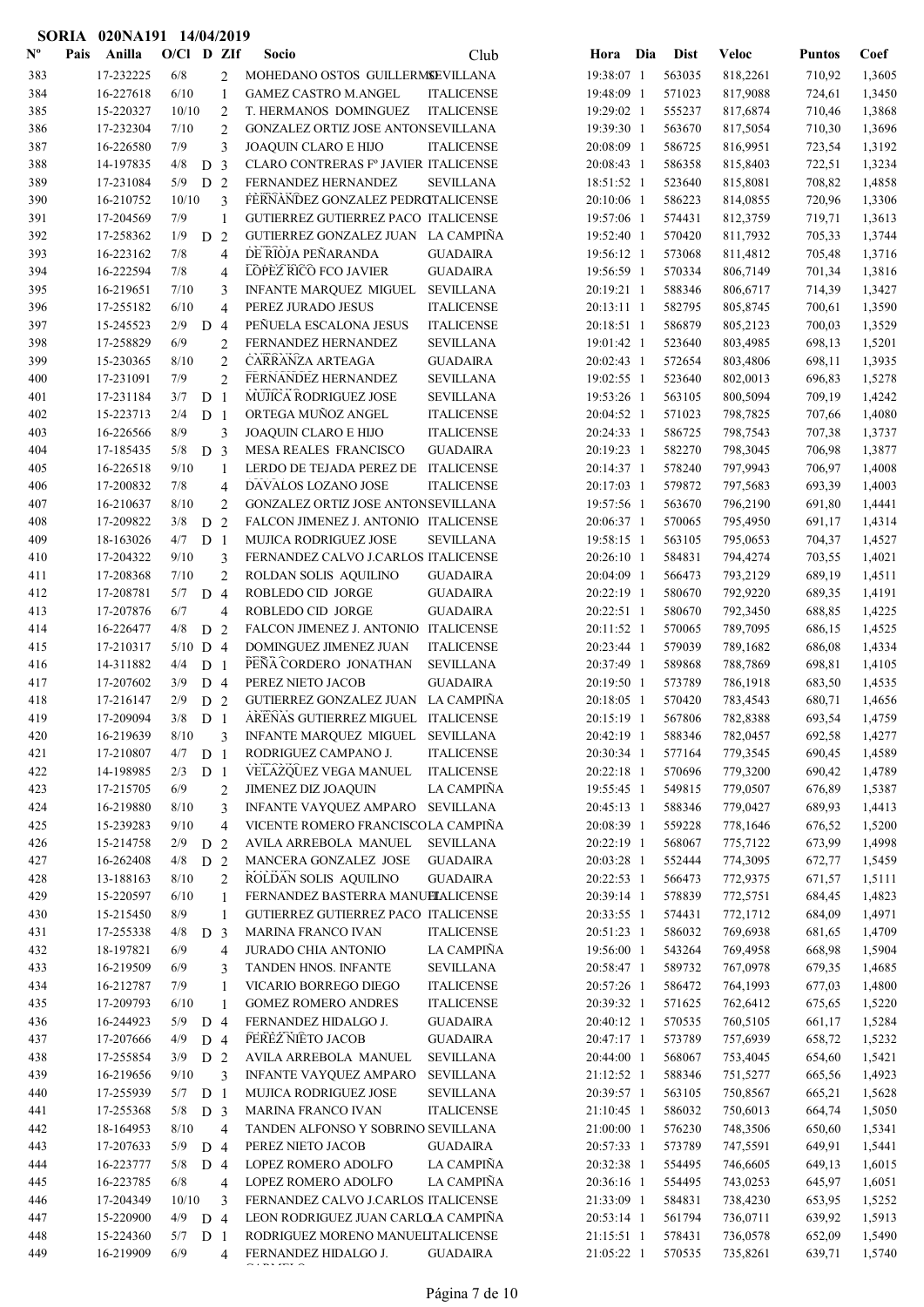**SORIA 020NA191 14/04/2019**

| Nº | Pais | Anilla | O/Cl | D | ZIf | Socio | Club | Hora | Dia | Dist | Veloc | Puntos | Coef |
|---|---|---|---|---|---|---|---|---|---|---|---|---|---|
| 383 | | 17-232225 | 6/8 | | 2 | MOHEDANO OSTOS GUILLERMO | SEVILLANA | 19:38:07 | 1 | 563035 | 818,2261 | 710,92 | 1,3605 |
| 384 | | 16-227618 | 6/10 | | 1 | GAMEZ CASTRO M.ANGEL | ITALICENSE | 19:48:09 | 1 | 571023 | 817,9088 | 724,61 | 1,3450 |
| 385 | | 15-220327 | 10/10 | | 2 | T. HERMANOS DOMINGUEZ | ITALICENSE | 19:29:02 | 1 | 555237 | 817,6874 | 710,46 | 1,3868 |
| 386 | | 17-232304 | 7/10 | | 2 | GONZALEZ ORTIZ JOSE ANTON | SEVILLANA | 19:39:30 | 1 | 563670 | 817,5054 | 710,30 | 1,3696 |
| 387 | | 16-226580 | 7/9 | | 3 | JOAQUIN CLARO E HIJO | ITALICENSE | 20:08:09 | 1 | 586725 | 816,9951 | 723,54 | 1,3192 |
| 388 | | 14-197835 | 4/8 | D | 3 | CLARO CONTRERAS Fº JAVIER | ITALICENSE | 20:08:43 | 1 | 586358 | 815,8403 | 722,51 | 1,3234 |
| 389 | | 17-231084 | 5/9 | D | 2 | FERNANDEZ HERNANDEZ | SEVILLANA | 18:51:52 | 1 | 523640 | 815,8081 | 708,82 | 1,4858 |
| 390 | | 16-210752 | 10/10 | | 3 | FERNANDEZ GONZALEZ PEDRO | ITALICENSE | 20:10:06 | 1 | 586223 | 814,0855 | 720,96 | 1,3306 |
| 391 | | 17-204569 | 7/9 | | 1 | GUTIERREZ GUTIERREZ PACO | ITALICENSE | 19:57:06 | 1 | 574431 | 812,3759 | 719,71 | 1,3613 |
| 392 | | 17-258362 | 1/9 | D | 2 | GUTIERREZ GONZALEZ JUAN | LA CAMPIÑA | 19:52:40 | 1 | 570420 | 811,7932 | 705,33 | 1,3744 |
| 393 | | 16-223162 | 7/8 | | 4 | DE RIOJA PEÑARANDA | GUADAIRA | 19:56:12 | 1 | 573068 | 811,4812 | 705,48 | 1,3716 |
| 394 | | 16-222594 | 7/8 | | 4 | LOPEZ RICO FCO JAVIER | GUADAIRA | 19:56:59 | 1 | 570334 | 806,7149 | 701,34 | 1,3816 |
| 395 | | 16-219651 | 7/10 | | 3 | INFANTE MARQUEZ MIGUEL | SEVILLANA | 20:19:21 | 1 | 588346 | 806,6717 | 714,39 | 1,3427 |
| 396 | | 17-255182 | 6/10 | | 4 | PEREZ JURADO JESUS | ITALICENSE | 20:13:11 | 1 | 582795 | 805,8745 | 700,61 | 1,3590 |
| 397 | | 15-245523 | 2/9 | D | 4 | PEÑUELA ESCALONA JESUS | ITALICENSE | 20:18:51 | 1 | 586879 | 805,2123 | 700,03 | 1,3529 |
| 398 | | 17-258829 | 6/9 | | 2 | FERNANDEZ HERNANDEZ | SEVILLANA | 19:01:42 | 1 | 523640 | 803,4985 | 698,13 | 1,5201 |
| 399 | | 15-230365 | 8/10 | | 2 | CARRANZA ARTEAGA | GUADAIRA | 20:02:43 | 1 | 572654 | 803,4806 | 698,11 | 1,3935 |
| 400 | | 17-231091 | 7/9 | | 2 | FERNANDEZ HERNANDEZ | SEVILLANA | 19:02:55 | 1 | 523640 | 802,0013 | 696,83 | 1,5278 |
| 401 | | 17-231184 | 3/7 | D | 1 | MUJICA RODRIGUEZ JOSE | SEVILLANA | 19:53:26 | 1 | 563105 | 800,5094 | 709,19 | 1,4242 |
| 402 | | 15-223713 | 2/4 | D | 1 | ORTEGA MUÑOZ ANGEL | ITALICENSE | 20:04:52 | 1 | 571023 | 798,7825 | 707,66 | 1,4080 |
| 403 | | 16-226566 | 8/9 | | 3 | JOAQUIN CLARO E HIJO | ITALICENSE | 20:24:33 | 1 | 586725 | 798,7543 | 707,38 | 1,3737 |
| 404 | | 17-185435 | 5/8 | D | 3 | MESA REALES FRANCISCO | GUADAIRA | 20:19:23 | 1 | 582270 | 798,3045 | 706,98 | 1,3877 |
| 405 | | 16-226518 | 9/10 | | 1 | LERDO DE TEJADA PEREZ DE | ITALICENSE | 20:14:37 | 1 | 578240 | 797,9943 | 706,97 | 1,4008 |
| 406 | | 17-200832 | 7/8 | | 4 | DAVALOS LOZANO JOSE | ITALICENSE | 20:17:03 | 1 | 579872 | 797,5683 | 693,39 | 1,4003 |
| 407 | | 16-210637 | 8/10 | | 2 | GONZALEZ ORTIZ JOSE ANTON | SEVILLANA | 19:57:56 | 1 | 563670 | 796,2190 | 691,80 | 1,4441 |
| 408 | | 17-209822 | 3/8 | D | 2 | FALCON JIMENEZ J. ANTONIO | ITALICENSE | 20:06:37 | 1 | 570065 | 795,4950 | 691,17 | 1,4314 |
| 409 | | 18-163026 | 4/7 | D | 1 | MUJICA RODRIGUEZ JOSE | SEVILLANA | 19:58:15 | 1 | 563105 | 795,0653 | 704,37 | 1,4527 |
| 410 | | 17-204322 | 9/10 | | 3 | FERNANDEZ CALVO J.CARLOS | ITALICENSE | 20:26:10 | 1 | 584831 | 794,4274 | 703,55 | 1,4021 |
| 411 | | 17-208368 | 7/10 | | 2 | ROLDAN SOLIS AQUILINO | GUADAIRA | 20:04:09 | 1 | 566473 | 793,2129 | 689,19 | 1,4511 |
| 412 | | 17-208781 | 5/7 | D | 4 | ROBLEDO CID JORGE | GUADAIRA | 20:22:19 | 1 | 580670 | 792,9220 | 689,35 | 1,4191 |
| 413 | | 17-207876 | 6/7 | | 4 | ROBLEDO CID JORGE | GUADAIRA | 20:22:51 | 1 | 580670 | 792,3450 | 688,85 | 1,4225 |
| 414 | | 16-226477 | 4/8 | D | 2 | FALCON JIMENEZ J. ANTONIO | ITALICENSE | 20:11:52 | 1 | 570065 | 789,7095 | 686,15 | 1,4525 |
| 415 | | 17-210317 | 5/10 | D | 4 | DOMINGUEZ JIMENEZ JUAN | ITALICENSE | 20:23:44 | 1 | 579039 | 789,1682 | 686,08 | 1,4334 |
| 416 | | 14-311882 | 4/4 | D | 1 | PEÑA CORDERO JONATHAN | SEVILLANA | 20:37:49 | 1 | 589868 | 788,7869 | 698,81 | 1,4105 |
| 417 | | 17-207602 | 3/9 | D | 4 | PEREZ NIETO JACOB | GUADAIRA | 20:19:50 | 1 | 573789 | 786,1918 | 683,50 | 1,4535 |
| 418 | | 17-216147 | 2/9 | D | 2 | GUTIERREZ GONZALEZ JUAN | LA CAMPIÑA | 20:18:05 | 1 | 570420 | 783,4543 | 680,71 | 1,4656 |
| 419 | | 17-209094 | 3/8 | D | 1 | ARENAS GUTIERREZ MIGUEL | ITALICENSE | 20:15:19 | 1 | 567806 | 782,8388 | 693,54 | 1,4759 |
| 420 | | 16-219639 | 8/10 | | 3 | INFANTE MARQUEZ MIGUEL | SEVILLANA | 20:42:19 | 1 | 588346 | 782,0457 | 692,58 | 1,4277 |
| 421 | | 17-210807 | 4/7 | D | 1 | RODRIGUEZ CAMPANO J. | ITALICENSE | 20:30:34 | 1 | 577164 | 779,3545 | 690,45 | 1,4589 |
| 422 | | 14-198985 | 2/3 | D | 1 | VELAZQUEZ VEGA MANUEL | ITALICENSE | 20:22:18 | 1 | 570696 | 779,3200 | 690,42 | 1,4789 |
| 423 | | 17-215705 | 6/9 | | 2 | JIMENEZ DIZ JOAQUIN | LA CAMPIÑA | 19:55:45 | 1 | 549815 | 779,0507 | 676,89 | 1,5387 |
| 424 | | 16-219880 | 8/10 | | 3 | INFANTE VAYQUEZ AMPARO | SEVILLANA | 20:45:13 | 1 | 588346 | 779,0427 | 689,93 | 1,4413 |
| 425 | | 15-239283 | 9/10 | | 4 | VICENTE ROMERO FRANCISCO | LA CAMPIÑA | 20:08:39 | 1 | 559228 | 778,1646 | 676,52 | 1,5200 |
| 426 | | 15-214758 | 2/9 | D | 2 | AVILA ARREBOLA MANUEL | SEVILLANA | 20:22:19 | 1 | 568067 | 775,7122 | 673,99 | 1,4998 |
| 427 | | 16-262408 | 4/8 | D | 2 | MANCERA GONZALEZ JOSE | GUADAIRA | 20:03:28 | 1 | 552444 | 774,3095 | 672,77 | 1,5459 |
| 428 | | 13-188163 | 8/10 | | 2 | ROLDAN SOLIS AQUILINO | GUADAIRA | 20:22:53 | 1 | 566473 | 772,9375 | 671,57 | 1,5111 |
| 429 | | 15-220597 | 6/10 | | 1 | FERNANDEZ BASTERRA MANUEL | ITALICENSE | 20:39:14 | 1 | 578839 | 772,5751 | 684,45 | 1,4823 |
| 430 | | 15-215450 | 8/9 | | 1 | GUTIERREZ GUTIERREZ PACO | ITALICENSE | 20:33:55 | 1 | 574431 | 772,1712 | 684,09 | 1,4971 |
| 431 | | 17-255338 | 4/8 | D | 3 | MARINA FRANCO IVAN | ITALICENSE | 20:51:23 | 1 | 586032 | 769,6938 | 681,65 | 1,4709 |
| 432 | | 18-197821 | 6/9 | | 4 | JURADO CHIA ANTONIO | LA CAMPIÑA | 19:56:00 | 1 | 543264 | 769,4958 | 668,98 | 1,5904 |
| 433 | | 16-219509 | 6/9 | | 3 | TANDEN HNOS. INFANTE | SEVILLANA | 20:58:47 | 1 | 589732 | 767,0978 | 679,35 | 1,4685 |
| 434 | | 16-212787 | 7/9 | | 1 | VICARIO BORREGO DIEGO | ITALICENSE | 20:57:26 | 1 | 586472 | 764,1993 | 677,03 | 1,4800 |
| 435 | | 17-209793 | 6/10 | | 1 | GOMEZ ROMERO ANDRES | ITALICENSE | 20:39:32 | 1 | 571625 | 762,6412 | 675,65 | 1,5220 |
| 436 | | 16-244923 | 5/9 | D | 4 | FERNANDEZ HIDALGO J. | GUADAIRA | 20:40:12 | 1 | 570535 | 760,5105 | 661,17 | 1,5284 |
| 437 | | 17-207666 | 4/9 | D | 4 | PEREZ NIETO JACOB | GUADAIRA | 20:47:17 | 1 | 573789 | 757,6939 | 658,72 | 1,5232 |
| 438 | | 17-255854 | 3/9 | D | 2 | AVILA ARREBOLA MANUEL | SEVILLANA | 20:44:00 | 1 | 568067 | 753,4045 | 654,60 | 1,5421 |
| 439 | | 16-219656 | 9/10 | | 3 | INFANTE VAYQUEZ AMPARO | SEVILLANA | 21:12:52 | 1 | 588346 | 751,5277 | 665,56 | 1,4923 |
| 440 | | 17-255939 | 5/7 | D | 1 | MUJICA RODRIGUEZ JOSE | SEVILLANA | 20:39:57 | 1 | 563105 | 750,8567 | 665,21 | 1,5628 |
| 441 | | 17-255368 | 5/8 | D | 3 | MARINA FRANCO IVAN | ITALICENSE | 21:10:45 | 1 | 586032 | 750,6013 | 664,74 | 1,5050 |
| 442 | | 18-164963 | 8/10 | | 4 | TANDEN ALFONSO Y SOBRINO | SEVILLANA | 21:00:00 | 1 | 576230 | 748,3506 | 650,60 | 1,5341 |
| 443 | | 17-207633 | 5/9 | D | 4 | PEREZ NIETO JACOB | GUADAIRA | 20:57:33 | 1 | 573789 | 747,5591 | 649,91 | 1,5441 |
| 444 | | 16-223777 | 5/8 | D | 4 | LOPEZ ROMERO ADOLFO | LA CAMPIÑA | 20:32:38 | 1 | 554495 | 746,6605 | 649,13 | 1,6015 |
| 445 | | 16-223785 | 6/8 | | 4 | LOPEZ ROMERO ADOLFO | LA CAMPIÑA | 20:36:16 | 1 | 554495 | 743,0253 | 645,97 | 1,6051 |
| 446 | | 17-204349 | 10/10 | | 3 | FERNANDEZ CALVO J.CARLOS | ITALICENSE | 21:33:09 | 1 | 584831 | 738,4230 | 653,95 | 1,5252 |
| 447 | | 15-220900 | 4/9 | D | 4 | LEON RODRIGUEZ JUAN CARLO | LA CAMPIÑA | 20:53:14 | 1 | 561794 | 736,0711 | 639,92 | 1,5913 |
| 448 | | 15-224360 | 5/7 | D | 1 | RODRIGUEZ MORENO MANUEL | ITALICENSE | 21:15:51 | 1 | 578431 | 736,0578 | 652,09 | 1,5490 |
| 449 | | 16-219909 | 6/9 | | 4 | FERNANDEZ HIDALGO J. | GUADAIRA | 21:05:22 | 1 | 570535 | 735,8261 | 639,71 | 1,5740 |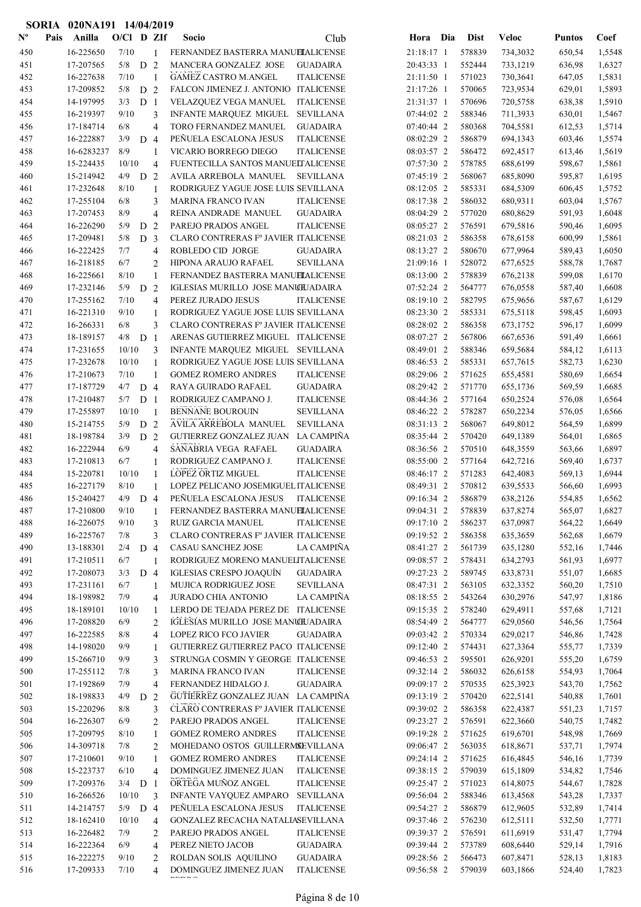**SORIA 020NA191 14/04/2019**

| Nº | Pais | Anilla | O/Cl | D | ZIf | Socio | Club | Hora | Dia | Dist | Veloc | Puntos | Coef |
|---|---|---|---|---|---|---|---|---|---|---|---|---|---|
| 450 | | 16-225650 | 7/10 | | 1 | FERNANDEZ BASTERRA MANUEL | ITALICENSE | 21:18:17 | 1 | 578839 | 734,3032 | 650,54 | 1,5548 |
| 451 | | 17-207565 | 5/8 | D | 2 | MANCERA GONZALEZ JOSE | GUADAIRA | 20:43:33 | 1 | 552444 | 733,1219 | 636,98 | 1,6327 |
| 452 | | 16-227638 | 7/10 | | 1 | GAMEZ CASTRO M.ANGEL | ITALICENSE | 21:11:50 | 1 | 571023 | 730,3641 | 647,05 | 1,5831 |
| 453 | | 17-209852 | 5/8 | D | 2 | FALCON JIMENEZ J. ANTONIO | ITALICENSE | 21:17:26 | 1 | 570065 | 723,9534 | 629,01 | 1,5893 |
| 454 | | 14-197995 | 3/3 | D | 1 | VELAZQUEZ VEGA MANUEL | ITALICENSE | 21:31:37 | 1 | 570696 | 720,5758 | 638,38 | 1,5910 |
| 455 | | 16-219397 | 9/10 | | 3 | INFANTE MARQUEZ MIGUEL | SEVILLANA | 07:44:02 | 2 | 588346 | 711,3933 | 630,01 | 1,5467 |
| 456 | | 17-184714 | 6/8 | | 4 | TORO FERNANDEZ MANUEL | GUADAIRA | 07:40:44 | 2 | 580368 | 704,5581 | 612,53 | 1,5714 |
| 457 | | 16-222887 | 3/9 | D | 4 | PEÑUELA ESCALONA JESUS | ITALICENSE | 08:02:29 | 2 | 586879 | 694,1343 | 603,46 | 1,5574 |
| 458 | | 16-6283237 | 8/9 | | 1 | VICARIO BORREGO DIEGO | ITALICENSE | 08:03:57 | 2 | 586472 | 692,4517 | 613,46 | 1,5619 |
| 459 | | 15-224435 | 10/10 | | 4 | FUENTECILLA SANTOS MANUEL | ITALICENSE | 07:57:30 | 2 | 578785 | 688,6199 | 598,67 | 1,5861 |
| 460 | | 15-214942 | 4/9 | D | 2 | AVILA ARREBOLA MANUEL | SEVILLANA | 07:45:19 | 2 | 568067 | 685,8090 | 595,87 | 1,6195 |
| 461 | | 17-232648 | 8/10 | | 1 | RODRIGUEZ YAGUE JOSE LUIS | SEVILLANA | 08:12:05 | 2 | 585331 | 684,5309 | 606,45 | 1,5752 |
| 462 | | 17-255104 | 6/8 | | 3 | MARINA FRANCO IVAN | ITALICENSE | 08:17:38 | 2 | 586032 | 680,9311 | 603,04 | 1,5767 |
| 463 | | 17-207453 | 8/9 | | 4 | REINA ANDRADE MANUEL | GUADAIRA | 08:04:29 | 2 | 577020 | 680,8629 | 591,93 | 1,6048 |
| 464 | | 16-226290 | 5/9 | D | 2 | PAREJO PRADOS ANGEL | ITALICENSE | 08:05:27 | 2 | 576591 | 679,5816 | 590,46 | 1,6095 |
| 465 | | 17-209481 | 5/8 | D | 3 | CLARO CONTRERAS Fº JAVIER | ITALICENSE | 08:21:03 | 2 | 586358 | 678,6158 | 600,99 | 1,5861 |
| 466 | | 16-222425 | 7/7 | | 4 | ROBLEDO CID JORGE | GUADAIRA | 08:13:27 | 2 | 580670 | 677,9964 | 589,43 | 1,6050 |
| 467 | | 16-218185 | 6/7 | | 2 | HIPONA ARAUJO RAFAEL | SEVILLANA | 21:09:16 | 1 | 528072 | 677,6525 | 588,78 | 1,7687 |
| 468 | | 16-225661 | 8/10 | | 1 | FERNANDEZ BASTERRA MANUEL | ITALICENSE | 08:13:00 | 2 | 578839 | 676,2138 | 599,08 | 1,6170 |
| 469 | | 17-232146 | 5/9 | D | 2 | IGLESIAS MURILLO JOSE MANUEL | GUADAIRA | 07:52:24 | 2 | 564777 | 676,0558 | 587,40 | 1,6608 |
| 470 | | 17-255162 | 7/10 | | 4 | PEREZ JURADO JESUS | ITALICENSE | 08:19:10 | 2 | 582795 | 675,9656 | 587,67 | 1,6129 |
| 471 | | 16-221310 | 9/10 | | 1 | RODRIGUEZ YAGUE JOSE LUIS | SEVILLANA | 08:23:30 | 2 | 585331 | 675,5118 | 598,45 | 1,6093 |
| 472 | | 16-266331 | 6/8 | | 3 | CLARO CONTRERAS Fº JAVIER | ITALICENSE | 08:28:02 | 2 | 586358 | 673,1752 | 596,17 | 1,6099 |
| 473 | | 18-189157 | 4/8 | D | 1 | ARENAS GUTIERREZ MIGUEL | ITALICENSE | 08:07:27 | 2 | 567806 | 667,6536 | 591,49 | 1,6661 |
| 474 | | 17-231655 | 10/10 | | 3 | INFANTE MARQUEZ MIGUEL | SEVILLANA | 08:49:01 | 2 | 588346 | 659,5684 | 584,12 | 1,6113 |
| 475 | | 17-232678 | 10/10 | | 1 | RODRIGUEZ YAGUE JOSE LUIS | SEVILLANA | 08:46:53 | 2 | 585331 | 657,7615 | 582,73 | 1,6230 |
| 476 | | 17-210673 | 7/10 | | 1 | GOMEZ ROMERO ANDRES | ITALICENSE | 08:29:06 | 2 | 571625 | 655,4581 | 580,69 | 1,6654 |
| 477 | | 17-187729 | 4/7 | D | 4 | RAYA GUIRADO RAFAEL | GUADAIRA | 08:29:42 | 2 | 571770 | 655,1736 | 569,59 | 1,6685 |
| 478 | | 17-210487 | 5/7 | D | 1 | RODRIGUEZ CAMPANO J. | ITALICENSE | 08:44:36 | 2 | 577164 | 650,2524 | 576,08 | 1,6564 |
| 479 | | 17-255897 | 10/10 | | 1 | BENNANE BOUROUIN | SEVILLANA | 08:46:22 | 2 | 578287 | 650,2234 | 576,05 | 1,6566 |
| 480 | | 15-214755 | 5/9 | D | 2 | AVILA ARREBOLA MANUEL | SEVILLANA | 08:31:13 | 2 | 568067 | 649,8012 | 564,59 | 1,6899 |
| 481 | | 18-198784 | 3/9 | D | 2 | GUTIERREZ GONZALEZ JUAN | LA CAMPIÑA | 08:35:44 | 2 | 570420 | 649,1389 | 564,01 | 1,6865 |
| 482 | | 16-222944 | 6/9 | | 4 | SANABRIA VEGA RAFAEL | GUADAIRA | 08:36:56 | 2 | 570510 | 648,3559 | 563,66 | 1,6897 |
| 483 | | 17-210813 | 6/7 | | 1 | RODRIGUEZ CAMPANO J. | ITALICENSE | 08:55:00 | 2 | 577164 | 642,7216 | 569,40 | 1,6737 |
| 484 | | 15-220781 | 10/10 | | 1 | LOPEZ ORTIZ MIGUEL | ITALICENSE | 08:46:17 | 2 | 571283 | 642,4083 | 569,13 | 1,6944 |
| 485 | | 16-227179 | 8/10 | | 1 | LOPEZ PELICANO JOSEMIGUEL | ITALICENSE | 08:49:31 | 2 | 570812 | 639,5533 | 566,60 | 1,6993 |
| 486 | | 15-240427 | 4/9 | D | 4 | PEÑUELA ESCALONA JESUS | ITALICENSE | 09:16:34 | 2 | 586879 | 638,2126 | 554,85 | 1,6562 |
| 487 | | 17-210800 | 9/10 | | 1 | FERNANDEZ BASTERRA MANUEL | ITALICENSE | 09:04:31 | 2 | 578839 | 637,8274 | 565,07 | 1,6827 |
| 488 | | 16-226075 | 9/10 | | 3 | RUIZ GARCIA MANUEL | ITALICENSE | 09:17:10 | 2 | 586237 | 637,0987 | 564,22 | 1,6649 |
| 489 | | 16-225767 | 7/8 | | 3 | CLARO CONTRERAS Fº JAVIER | ITALICENSE | 09:19:52 | 2 | 586358 | 635,3659 | 562,68 | 1,6679 |
| 490 | | 13-188301 | 2/4 | D | 4 | CASAU SANCHEZ JOSE | LA CAMPIÑA | 08:41:27 | 2 | 561739 | 635,1280 | 552,16 | 1,7446 |
| 491 | | 17-210511 | 6/7 | | 1 | RODRIGUEZ MORENO MANUEL | ITALICENSE | 09:08:57 | 2 | 578431 | 634,2793 | 561,93 | 1,6977 |
| 492 | | 17-208073 | 3/3 | D | 4 | IGLESIAS CRESPO JOAQUÍN | GUADAIRA | 09:27:23 | 2 | 589745 | 633,8731 | 551,07 | 1,6685 |
| 493 | | 17-231161 | 6/7 | | 1 | MUJICA RODRIGUEZ JOSE | SEVILLANA | 08:47:31 | 2 | 563105 | 632,3352 | 560,20 | 1,7510 |
| 494 | | 18-198982 | 7/9 | | 4 | JURADO CHIA ANTONIO | LA CAMPIÑA | 08:18:55 | 2 | 543264 | 630,2976 | 547,97 | 1,8186 |
| 495 | | 18-189101 | 10/10 | | 1 | LERDO DE TEJADA PEREZ DE | ITALICENSE | 09:15:35 | 2 | 578240 | 629,4911 | 557,68 | 1,7121 |
| 496 | | 17-208820 | 6/9 | | 2 | IGLESIAS MURILLO JOSE MANUEL | GUADAIRA | 08:54:49 | 2 | 564777 | 629,0560 | 546,56 | 1,7564 |
| 497 | | 16-222585 | 8/8 | | 4 | LOPEZ RICO FCO JAVIER | GUADAIRA | 09:03:42 | 2 | 570334 | 629,0217 | 546,86 | 1,7428 |
| 498 | | 14-198020 | 9/9 | | 1 | GUTIERREZ GUTIERREZ PACO | ITALICENSE | 09:12:40 | 2 | 574431 | 627,3364 | 555,77 | 1,7339 |
| 499 | | 15-266710 | 9/9 | | 3 | STRUNGA COSMIN Y GEORGE | ITALICENSE | 09:46:53 | 2 | 595501 | 626,9201 | 555,20 | 1,6759 |
| 500 | | 17-255112 | 7/8 | | 3 | MARINA FRANCO IVAN | ITALICENSE | 09:32:14 | 2 | 586032 | 626,6158 | 554,93 | 1,7064 |
| 501 | | 17-192869 | 7/9 | | 4 | FERNANDEZ HIDALGO J. | GUADAIRA | 09:09:17 | 2 | 570535 | 625,3923 | 543,70 | 1,7562 |
| 502 | | 18-198833 | 4/9 | D | 2 | GUTIERREZ GONZALEZ JUAN | LA CAMPIÑA | 09:13:19 | 2 | 570420 | 622,5141 | 540,88 | 1,7601 |
| 503 | | 15-220296 | 8/8 | | 3 | CLARO CONTRERAS Fº JAVIER | ITALICENSE | 09:39:02 | 2 | 586358 | 622,4387 | 551,23 | 1,7157 |
| 504 | | 16-226307 | 6/9 | | 2 | PAREJO PRADOS ANGEL | ITALICENSE | 09:23:27 | 2 | 576591 | 622,3660 | 540,75 | 1,7482 |
| 505 | | 17-209795 | 8/10 | | 1 | GOMEZ ROMERO ANDRES | ITALICENSE | 09:19:28 | 2 | 571625 | 619,6701 | 548,98 | 1,7669 |
| 506 | | 14-309718 | 7/8 | | 2 | MOHEDANO OSTOS GUILLERMO | SEVILLANA | 09:06:47 | 2 | 563035 | 618,8671 | 537,71 | 1,7974 |
| 507 | | 17-210601 | 9/10 | | 1 | GOMEZ ROMERO ANDRES | ITALICENSE | 09:24:14 | 2 | 571625 | 616,4845 | 546,16 | 1,7739 |
| 508 | | 15-223737 | 6/10 | | 4 | DOMINGUEZ JIMENEZ JUAN | ITALICENSE | 09:38:15 | 2 | 579039 | 615,1809 | 534,82 | 1,7546 |
| 509 | | 17-209376 | 3/4 | D | 1 | ORTEGA MUÑOZ ANGEL | ITALICENSE | 09:25:47 | 2 | 571023 | 614,8075 | 544,67 | 1,7828 |
| 510 | | 16-266526 | 10/10 | | 3 | INFANTE VAYQUEZ AMPARO | SEVILLANA | 09:56:04 | 2 | 588346 | 613,4568 | 543,28 | 1,7337 |
| 511 | | 14-214757 | 5/9 | D | 4 | PEÑUELA ESCALONA JESUS | ITALICENSE | 09:54:27 | 2 | 586879 | 612,9605 | 532,89 | 1,7414 |
| 512 | | 18-162410 | 10/10 | | 4 | GONZALEZ RECACHA NATALIA | SEVILLANA | 09:37:46 | 2 | 576230 | 612,5111 | 532,50 | 1,7771 |
| 513 | | 16-226482 | 7/9 | | 2 | PAREJO PRADOS ANGEL | ITALICENSE | 09:39:37 | 2 | 576591 | 611,6919 | 531,47 | 1,7794 |
| 514 | | 16-222364 | 6/9 | | 4 | PEREZ NIETO JACOB | GUADAIRA | 09:39:44 | 2 | 573789 | 608,6440 | 529,14 | 1,7916 |
| 515 | | 16-222275 | 9/10 | | 2 | ROLDAN SOLIS AQUILINO | GUADAIRA | 09:28:56 | 2 | 566473 | 607,8471 | 528,13 | 1,8183 |
| 516 | | 17-209333 | 7/10 | | 4 | DOMINGUEZ JIMENEZ JUAN | ITALICENSE | 09:56:58 | 2 | 579039 | 603,1866 | 524,40 | 1,7823 |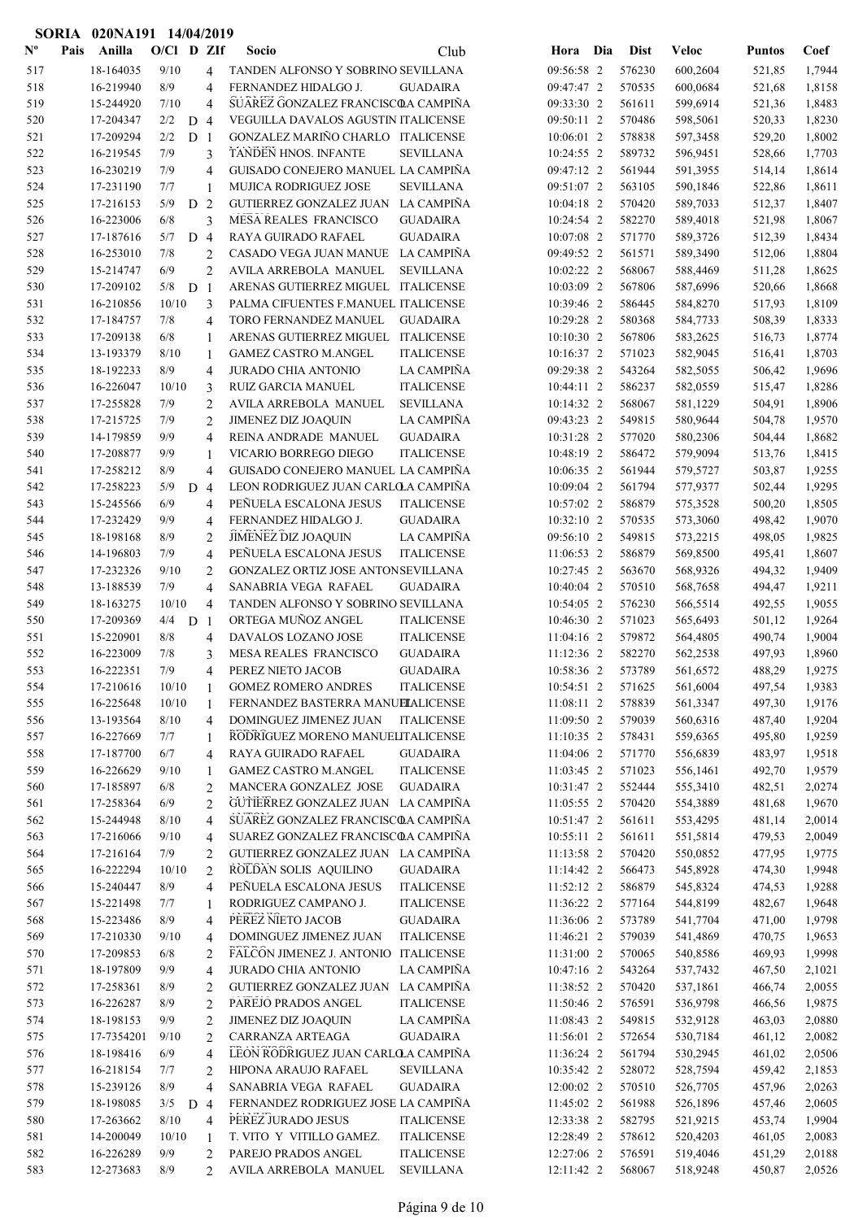**SORIA 020NA191 14/04/2019**

| Nº | Pais | Anilla | O/Cl | D | ZIf | Socio | Club | Hora | Dia | Dist | Veloc | Puntos | Coef |
|---|---|---|---|---|---|---|---|---|---|---|---|---|---|
| 517 | | 18-164035 | 9/10 | | 4 | TANDEN ALFONSO Y SOBRINO | SEVILLANA | 09:56:58 | 2 | 576230 | 600,2604 | 521,85 | 1,7944 |
| 518 | | 16-219940 | 8/9 | | 4 | FERNANDEZ HIDALGO J. | GUADAIRA | 09:47:47 | 2 | 570535 | 600,0684 | 521,68 | 1,8158 |
| 519 | | 15-244920 | 7/10 | | 4 | SUAREZ GONZALEZ FRANCISCO | LA CAMPIÑA | 09:33:30 | 2 | 561611 | 599,6914 | 521,36 | 1,8483 |
| 520 | | 17-204347 | 2/2 | D | 4 | VEGUILLA DAVALOS AGUSTIN | ITALICENSE | 09:50:11 | 2 | 570486 | 598,5061 | 520,33 | 1,8230 |
| 521 | | 17-209294 | 2/2 | D | 1 | GONZALEZ MARIÑO CHARLO | ITALICENSE | 10:06:01 | 2 | 578838 | 597,3458 | 529,20 | 1,8002 |
| 522 | | 16-219545 | 7/9 | | 3 | TANDEN HNOS. INFANTE | SEVILLANA | 10:24:55 | 2 | 589732 | 596,9451 | 528,66 | 1,7703 |
| 523 | | 16-230219 | 7/9 | | 4 | GUISADO CONEJERO MANUEL | LA CAMPIÑA | 09:47:12 | 2 | 561944 | 591,3955 | 514,14 | 1,8614 |
| 524 | | 17-231190 | 7/7 | | 1 | MUJICA RODRIGUEZ JOSE | SEVILLANA | 09:51:07 | 2 | 563105 | 590,1846 | 522,86 | 1,8611 |
| 525 | | 17-216153 | 5/9 | D | 2 | GUTIERREZ GONZALEZ JUAN | LA CAMPIÑA | 10:04:18 | 2 | 570420 | 589,7033 | 512,37 | 1,8407 |
| 526 | | 16-223006 | 6/8 | | 3 | MESA REALES FRANCISCO | GUADAIRA | 10:24:54 | 2 | 582270 | 589,4018 | 521,98 | 1,8067 |
| 527 | | 17-187616 | 5/7 | D | 4 | RAYA GUIRADO RAFAEL | GUADAIRA | 10:07:08 | 2 | 571770 | 589,3726 | 512,39 | 1,8434 |
| 528 | | 16-253010 | 7/8 | | 2 | CASADO VEGA JUAN MANUE | LA CAMPIÑA | 09:49:52 | 2 | 561571 | 589,3490 | 512,06 | 1,8804 |
| 529 | | 15-214747 | 6/9 | | 2 | AVILA ARREBOLA MANUEL | SEVILLANA | 10:02:22 | 2 | 568067 | 588,4469 | 511,28 | 1,8625 |
| 530 | | 17-209102 | 5/8 | D | 1 | ARENAS GUTIERREZ MIGUEL | ITALICENSE | 10:03:09 | 2 | 567806 | 587,6996 | 520,66 | 1,8668 |
| 531 | | 16-210856 | 10/10 | | 3 | PALMA CIFUENTES F.MANUEL | ITALICENSE | 10:39:46 | 2 | 586445 | 584,8270 | 517,93 | 1,8109 |
| 532 | | 17-184757 | 7/8 | | 4 | TORO FERNANDEZ MANUEL | GUADAIRA | 10:29:28 | 2 | 580368 | 584,7733 | 508,39 | 1,8333 |
| 533 | | 17-209138 | 6/8 | | 1 | ARENAS GUTIERREZ MIGUEL | ITALICENSE | 10:10:30 | 2 | 567806 | 583,2625 | 516,73 | 1,8774 |
| 534 | | 13-193379 | 8/10 | | 1 | GAMEZ CASTRO M.ANGEL | ITALICENSE | 10:16:37 | 2 | 571023 | 582,9045 | 516,41 | 1,8703 |
| 535 | | 18-192233 | 8/9 | | 4 | JURADO CHIA ANTONIO | LA CAMPIÑA | 09:29:38 | 2 | 543264 | 582,5055 | 506,42 | 1,9696 |
| 536 | | 16-226047 | 10/10 | | 3 | RUIZ GARCIA MANUEL | ITALICENSE | 10:44:11 | 2 | 586237 | 582,0559 | 515,47 | 1,8286 |
| 537 | | 17-255828 | 7/9 | | 2 | AVILA ARREBOLA MANUEL | SEVILLANA | 10:14:32 | 2 | 568067 | 581,1229 | 504,91 | 1,8906 |
| 538 | | 17-215725 | 7/9 | | 2 | JIMENEZ DIZ JOAQUIN | LA CAMPIÑA | 09:43:23 | 2 | 549815 | 580,9644 | 504,78 | 1,9570 |
| 539 | | 14-179859 | 9/9 | | 4 | REINA ANDRADE MANUEL | GUADAIRA | 10:31:28 | 2 | 577020 | 580,2306 | 504,44 | 1,8682 |
| 540 | | 17-208877 | 9/9 | | 1 | VICARIO BORREGO DIEGO | ITALICENSE | 10:48:19 | 2 | 586472 | 579,9094 | 513,76 | 1,8415 |
| 541 | | 17-258212 | 8/9 | | 4 | GUISADO CONEJERO MANUEL | LA CAMPIÑA | 10:06:35 | 2 | 561944 | 579,5727 | 503,87 | 1,9255 |
| 542 | | 17-258223 | 5/9 | D | 4 | LEON RODRIGUEZ JUAN CARLO | LA CAMPIÑA | 10:09:04 | 2 | 561794 | 577,9377 | 502,44 | 1,9295 |
| 543 | | 15-245566 | 6/9 | | 4 | PEÑUELA ESCALONA JESUS | ITALICENSE | 10:57:02 | 2 | 586879 | 575,3528 | 500,20 | 1,8505 |
| 544 | | 17-232429 | 9/9 | | 4 | FERNANDEZ HIDALGO J. | GUADAIRA | 10:32:10 | 2 | 570535 | 573,3060 | 498,42 | 1,9070 |
| 545 | | 18-198168 | 8/9 | | 2 | JIMENEZ DIZ JOAQUIN | LA CAMPIÑA | 09:56:10 | 2 | 549815 | 573,2215 | 498,05 | 1,9825 |
| 546 | | 14-196803 | 7/9 | | 4 | PEÑUELA ESCALONA JESUS | ITALICENSE | 11:06:53 | 2 | 586879 | 569,8500 | 495,41 | 1,8607 |
| 547 | | 17-232326 | 9/10 | | 2 | GONZALEZ ORTIZ JOSE ANTON | SEVILLANA | 10:27:45 | 2 | 563670 | 568,9326 | 494,32 | 1,9409 |
| 548 | | 13-188539 | 7/9 | | 4 | SANABRIA VEGA RAFAEL | GUADAIRA | 10:40:04 | 2 | 570510 | 568,7658 | 494,47 | 1,9211 |
| 549 | | 18-163275 | 10/10 | | 4 | TANDEN ALFONSO Y SOBRINO | SEVILLANA | 10:54:05 | 2 | 576230 | 566,5514 | 492,55 | 1,9055 |
| 550 | | 17-209369 | 4/4 | D | 1 | ORTEGA MUÑOZ ANGEL | ITALICENSE | 10:46:30 | 2 | 571023 | 565,6493 | 501,12 | 1,9264 |
| 551 | | 15-220901 | 8/8 | | 4 | DAVALOS LOZANO JOSE | ITALICENSE | 11:04:16 | 2 | 579872 | 564,4805 | 490,74 | 1,9004 |
| 552 | | 16-223009 | 7/8 | | 3 | MESA REALES FRANCISCO | GUADAIRA | 11:12:36 | 2 | 582270 | 562,2538 | 497,93 | 1,8960 |
| 553 | | 16-222351 | 7/9 | | 4 | PEREZ NIETO JACOB | GUADAIRA | 10:58:36 | 2 | 573789 | 561,6572 | 488,29 | 1,9275 |
| 554 | | 17-210616 | 10/10 | | 1 | GOMEZ ROMERO ANDRES | ITALICENSE | 10:54:51 | 2 | 571625 | 561,6004 | 497,54 | 1,9383 |
| 555 | | 16-225648 | 10/10 | | 1 | FERNANDEZ BASTERRA MANUEL | ITALICENSE | 11:08:11 | 2 | 578839 | 561,3347 | 497,30 | 1,9176 |
| 556 | | 13-193564 | 8/10 | | 4 | DOMINGUEZ JIMENEZ JUAN | ITALICENSE | 11:09:50 | 2 | 579039 | 560,6316 | 487,40 | 1,9204 |
| 557 | | 16-227669 | 7/7 | | 1 | RODRIGUEZ MORENO MANUEL | ITALICENSE | 11:10:35 | 2 | 578431 | 559,6365 | 495,80 | 1,9259 |
| 558 | | 17-187700 | 6/7 | | 4 | RAYA GUIRADO RAFAEL | GUADAIRA | 11:04:06 | 2 | 571770 | 556,6839 | 483,97 | 1,9518 |
| 559 | | 16-226629 | 9/10 | | 1 | GAMEZ CASTRO M.ANGEL | ITALICENSE | 11:03:45 | 2 | 571023 | 556,1461 | 492,70 | 1,9579 |
| 560 | | 17-185897 | 6/8 | | 2 | MANCERA GONZALEZ JOSE | GUADAIRA | 10:31:47 | 2 | 552444 | 555,3410 | 482,51 | 2,0274 |
| 561 | | 17-258364 | 6/9 | | 2 | GUTIERREZ GONZALEZ JUAN | LA CAMPIÑA | 11:05:55 | 2 | 570420 | 554,3889 | 481,68 | 1,9670 |
| 562 | | 15-244948 | 8/10 | | 4 | SUAREZ GONZALEZ FRANCISCO | LA CAMPIÑA | 10:51:47 | 2 | 561611 | 553,4295 | 481,14 | 2,0014 |
| 563 | | 17-216066 | 9/10 | | 4 | SUAREZ GONZALEZ FRANCISCO | LA CAMPIÑA | 10:55:11 | 2 | 561611 | 551,5814 | 479,53 | 2,0049 |
| 564 | | 17-216164 | 7/9 | | 2 | GUTIERREZ GONZALEZ JUAN | LA CAMPIÑA | 11:13:58 | 2 | 570420 | 550,0852 | 477,95 | 1,9775 |
| 565 | | 16-222294 | 10/10 | | 2 | ROLDAN SOLIS AQUILINO | GUADAIRA | 11:14:42 | 2 | 566473 | 545,8928 | 474,30 | 1,9948 |
| 566 | | 15-240447 | 8/9 | | 4 | PEÑUELA ESCALONA JESUS | ITALICENSE | 11:52:12 | 2 | 586879 | 545,8324 | 474,53 | 1,9288 |
| 567 | | 15-221498 | 7/7 | | 1 | RODRIGUEZ CAMPANO J. | ITALICENSE | 11:36:22 | 2 | 577164 | 544,8199 | 482,67 | 1,9648 |
| 568 | | 15-223486 | 8/9 | | 4 | PEREZ NIETO JACOB | GUADAIRA | 11:36:06 | 2 | 573789 | 541,7704 | 471,00 | 1,9798 |
| 569 | | 17-210330 | 9/10 | | 4 | DOMINGUEZ JIMENEZ JUAN | ITALICENSE | 11:46:21 | 2 | 579039 | 541,4869 | 470,75 | 1,9653 |
| 570 | | 17-209853 | 6/8 | | 2 | FALCON JIMENEZ J. ANTONIO | ITALICENSE | 11:31:00 | 2 | 570065 | 540,8586 | 469,93 | 1,9998 |
| 571 | | 18-197809 | 9/9 | | 4 | JURADO CHIA ANTONIO | LA CAMPIÑA | 10:47:16 | 2 | 543264 | 537,7432 | 467,50 | 2,1021 |
| 572 | | 17-258361 | 8/9 | | 2 | GUTIERREZ GONZALEZ JUAN | LA CAMPIÑA | 11:38:52 | 2 | 570420 | 537,1861 | 466,74 | 2,0055 |
| 573 | | 16-226287 | 8/9 | | 2 | PAREJO PRADOS ANGEL | ITALICENSE | 11:50:46 | 2 | 576591 | 536,9798 | 466,56 | 1,9875 |
| 574 | | 18-198153 | 9/9 | | 2 | JIMENEZ DIZ JOAQUIN | LA CAMPIÑA | 11:08:43 | 2 | 549815 | 532,9128 | 463,03 | 2,0880 |
| 575 | | 17-7354201 | 9/10 | | 2 | CARRANZA ARTEAGA | GUADAIRA | 11:56:01 | 2 | 572654 | 530,7184 | 461,12 | 2,0082 |
| 576 | | 18-198416 | 6/9 | | 4 | LEON RODRIGUEZ JUAN CARLO | LA CAMPIÑA | 11:36:24 | 2 | 561794 | 530,2945 | 461,02 | 2,0506 |
| 577 | | 16-218154 | 7/7 | | 2 | HIPONA ARAUJO RAFAEL | SEVILLANA | 10:35:42 | 2 | 528072 | 528,7594 | 459,42 | 2,1853 |
| 578 | | 15-239126 | 8/9 | | 4 | SANABRIA VEGA RAFAEL | GUADAIRA | 12:00:02 | 2 | 570510 | 526,7705 | 457,96 | 2,0263 |
| 579 | | 18-198085 | 3/5 | D | 4 | FERNANDEZ RODRIGUEZ JOSE | LA CAMPIÑA | 11:45:02 | 2 | 561988 | 526,1896 | 457,46 | 2,0605 |
| 580 | | 17-263662 | 8/10 | | 4 | PEREZ JURADO JESUS | ITALICENSE | 12:33:38 | 2 | 582795 | 521,9215 | 453,74 | 1,9904 |
| 581 | | 14-200049 | 10/10 | | 1 | T. VITO Y VITILLO GAMEZ. | ITALICENSE | 12:28:49 | 2 | 578612 | 520,4203 | 461,05 | 2,0083 |
| 582 | | 16-226289 | 9/9 | | 2 | PAREJO PRADOS ANGEL | ITALICENSE | 12:27:06 | 2 | 576591 | 519,4046 | 451,29 | 2,0188 |
| 583 | | 12-273683 | 8/9 | | 2 | AVILA ARREBOLA MANUEL | SEVILLANA | 12:11:42 | 2 | 568067 | 518,9248 | 450,87 | 2,0526 |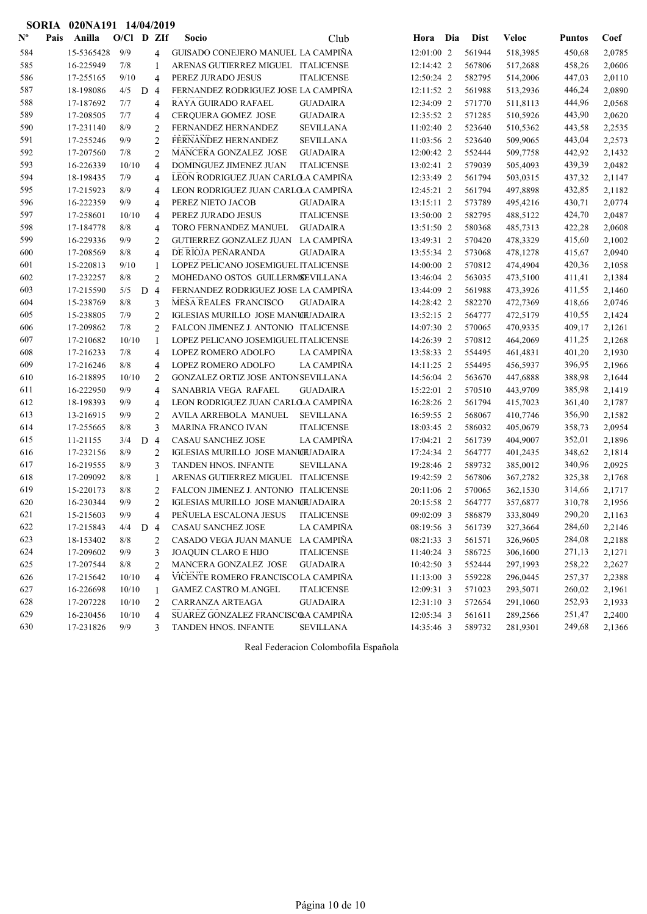**SORIA 020NA191 14/04/2019**

| Nº | Pais | Anilla | O/Cl | D | ZIf | Socio | Club | Hora | Dia | Dist | Veloc | Puntos | Coef |
|---|---|---|---|---|---|---|---|---|---|---|---|---|---|
| 584 | | 15-5365428 | 9/9 | | 4 | GUISADO CONEJERO MANUEL | LA CAMPIÑA | 12:01:00 | 2 | 561944 | 518,3985 | 450,68 | 2,0785 |
| 585 | | 16-225949 | 7/8 | | 1 | ARENAS GUTIERREZ MIGUEL | ITALICENSE | 12:14:42 | 2 | 567806 | 517,2688 | 458,26 | 2,0606 |
| 586 | | 17-255165 | 9/10 | | 4 | PEREZ JURADO JESUS | ITALICENSE | 12:50:24 | 2 | 582795 | 514,2006 | 447,03 | 2,0110 |
| 587 | | 18-198086 | 4/5 | D | 4 | FERNANDEZ RODRIGUEZ JOSE | LA CAMPIÑA | 12:11:52 | 2 | 561988 | 513,2936 | 446,24 | 2,0890 |
| 588 | | 17-187692 | 7/7 | | 4 | RAYA GUIRADO RAFAEL | GUADAIRA | 12:34:09 | 2 | 571770 | 511,8113 | 444,96 | 2,0568 |
| 589 | | 17-208505 | 7/7 | | 4 | CERQUERA GOMEZ JOSE | GUADAIRA | 12:35:52 | 2 | 571285 | 510,5926 | 443,90 | 2,0620 |
| 590 | | 17-231140 | 8/9 | | 2 | FERNANDEZ HERNANDEZ | SEVILLANA | 11:02:40 | 2 | 523640 | 510,5362 | 443,58 | 2,2535 |
| 591 | | 17-255246 | 9/9 | | 2 | FERNANDEZ HERNANDEZ | SEVILLANA | 11:03:56 | 2 | 523640 | 509,9065 | 443,04 | 2,2573 |
| 592 | | 17-207560 | 7/8 | | 2 | MANCERA GONZALEZ JOSE | GUADAIRA | 12:00:42 | 2 | 552444 | 509,7758 | 442,92 | 2,1432 |
| 593 | | 16-226339 | 10/10 | | 4 | DOMINGUEZ JIMENEZ JUAN | ITALICENSE | 13:02:41 | 2 | 579039 | 505,4093 | 439,39 | 2,0482 |
| 594 | | 18-198435 | 7/9 | | 4 | LEON RODRIGUEZ JUAN CARLOS | LA CAMPIÑA | 12:33:49 | 2 | 561794 | 503,0315 | 437,32 | 2,1147 |
| 595 | | 17-215923 | 8/9 | | 4 | LEON RODRIGUEZ JUAN CARLOS | LA CAMPIÑA | 12:45:21 | 2 | 561794 | 497,8898 | 432,85 | 2,1182 |
| 596 | | 16-222359 | 9/9 | | 4 | PEREZ NIETO JACOB | GUADAIRA | 13:15:11 | 2 | 573789 | 495,4216 | 430,71 | 2,0774 |
| 597 | | 17-258601 | 10/10 | | 4 | PEREZ JURADO JESUS | ITALICENSE | 13:50:00 | 2 | 582795 | 488,5122 | 424,70 | 2,0487 |
| 598 | | 17-184778 | 8/8 | | 4 | TORO FERNANDEZ MANUEL | GUADAIRA | 13:51:50 | 2 | 580368 | 485,7313 | 422,28 | 2,0608 |
| 599 | | 16-229336 | 9/9 | | 2 | GUTIERREZ GONZALEZ JUAN | LA CAMPIÑA | 13:49:31 | 2 | 570420 | 478,3329 | 415,60 | 2,1002 |
| 600 | | 17-208569 | 8/8 | | 4 | DE RIOJA PEÑARANDA | GUADAIRA | 13:55:34 | 2 | 573068 | 478,1278 | 415,67 | 2,0940 |
| 601 | | 15-220813 | 9/10 | | 1 | LOPEZ PELICANO JOSEMIGUEL | ITALICENSE | 14:00:00 | 2 | 570812 | 474,4904 | 420,36 | 2,1058 |
| 602 | | 17-232257 | 8/8 | | 2 | MOHEDANO OSTOS GUILLERMO | SEVILLANA | 13:46:04 | 2 | 563035 | 473,5100 | 411,41 | 2,1384 |
| 603 | | 17-215590 | 5/5 | D | 4 | FERNANDEZ RODRIGUEZ JOSE | LA CAMPIÑA | 13:44:09 | 2 | 561988 | 473,3926 | 411,55 | 2,1460 |
| 604 | | 15-238769 | 8/8 | | 3 | MESA REALES FRANCISCO | GUADAIRA | 14:28:42 | 2 | 582270 | 472,7369 | 418,66 | 2,0746 |
| 605 | | 15-238805 | 7/9 | | 2 | IGLESIAS MURILLO JOSE MANUEL | GUADAIRA | 13:52:15 | 2 | 564777 | 472,5179 | 410,55 | 2,1424 |
| 606 | | 17-209862 | 7/8 | | 2 | FALCON JIMENEZ J. ANTONIO | ITALICENSE | 14:07:30 | 2 | 570065 | 470,9335 | 409,17 | 2,1261 |
| 607 | | 17-210682 | 10/10 | | 1 | LOPEZ PELICANO JOSEMIGUEL | ITALICENSE | 14:26:39 | 2 | 570812 | 464,2069 | 411,25 | 2,1268 |
| 608 | | 17-216233 | 7/8 | | 4 | LOPEZ ROMERO ADOLFO | LA CAMPIÑA | 13:58:33 | 2 | 554495 | 461,4831 | 401,20 | 2,1930 |
| 609 | | 17-216246 | 8/8 | | 4 | LOPEZ ROMERO ADOLFO | LA CAMPIÑA | 14:11:25 | 2 | 554495 | 456,5937 | 396,95 | 2,1966 |
| 610 | | 16-218895 | 10/10 | | 2 | GONZALEZ ORTIZ JOSE ANTONIO | SEVILLANA | 14:56:04 | 2 | 563670 | 447,6888 | 388,98 | 2,1644 |
| 611 | | 16-222950 | 9/9 | | 4 | SANABRIA VEGA RAFAEL | GUADAIRA | 15:22:01 | 2 | 570510 | 443,9709 | 385,98 | 2,1419 |
| 612 | | 18-198393 | 9/9 | | 4 | LEON RODRIGUEZ JUAN CARLOS | LA CAMPIÑA | 16:28:26 | 2 | 561794 | 415,7023 | 361,40 | 2,1787 |
| 613 | | 13-216915 | 9/9 | | 2 | AVILA ARREBOLA MANUEL | SEVILLANA | 16:59:55 | 2 | 568067 | 410,7746 | 356,90 | 2,1582 |
| 614 | | 17-255665 | 8/8 | | 3 | MARINA FRANCO IVAN | ITALICENSE | 18:03:45 | 2 | 586032 | 405,0679 | 358,73 | 2,0954 |
| 615 | | 11-21155 | 3/4 | D | 4 | CASAU SANCHEZ JOSE | LA CAMPIÑA | 17:04:21 | 2 | 561739 | 404,9007 | 352,01 | 2,1896 |
| 616 | | 17-232156 | 8/9 | | 2 | IGLESIAS MURILLO JOSE MANUEL | GUADAIRA | 17:24:34 | 2 | 564777 | 401,2435 | 348,62 | 2,1814 |
| 617 | | 16-219555 | 8/9 | | 3 | TANDEN HNOS. INFANTE | SEVILLANA | 19:28:46 | 2 | 589732 | 385,0012 | 340,96 | 2,0925 |
| 618 | | 17-209092 | 8/8 | | 1 | ARENAS GUTIERREZ MIGUEL | ITALICENSE | 19:42:59 | 2 | 567806 | 367,2782 | 325,38 | 2,1768 |
| 619 | | 15-220173 | 8/8 | | 2 | FALCON JIMENEZ J. ANTONIO | ITALICENSE | 20:11:06 | 2 | 570065 | 362,1530 | 314,66 | 2,1717 |
| 620 | | 16-230344 | 9/9 | | 2 | IGLESIAS MURILLO JOSE MANUEL | GUADAIRA | 20:15:58 | 2 | 564777 | 357,6877 | 310,78 | 2,1956 |
| 621 | | 15-215603 | 9/9 | | 4 | PEÑUELA ESCALONA JESUS | ITALICENSE | 09:02:09 | 3 | 586879 | 333,8049 | 290,20 | 2,1163 |
| 622 | | 17-215843 | 4/4 | D | 4 | CASAU SANCHEZ JOSE | LA CAMPIÑA | 08:19:56 | 3 | 561739 | 327,3664 | 284,60 | 2,2146 |
| 623 | | 18-153402 | 8/8 | | 2 | CASADO VEGA JUAN MANUE | LA CAMPIÑA | 08:21:33 | 3 | 561571 | 326,9605 | 284,08 | 2,2188 |
| 624 | | 17-209602 | 9/9 | | 3 | JOAQUIN CLARO E HIJO | ITALICENSE | 11:40:24 | 3 | 586725 | 306,1600 | 271,13 | 2,1271 |
| 625 | | 17-207544 | 8/8 | | 2 | MANCERA GONZALEZ JOSE | GUADAIRA | 10:42:50 | 3 | 552444 | 297,1993 | 258,22 | 2,2627 |
| 626 | | 17-215642 | 10/10 | | 4 | VICENTE ROMERO FRANCISCO | LA CAMPIÑA | 11:13:00 | 3 | 559228 | 296,0445 | 257,37 | 2,2388 |
| 627 | | 16-226698 | 10/10 | | 1 | GAMEZ CASTRO M.ANGEL | ITALICENSE | 12:09:31 | 3 | 571023 | 293,5071 | 260,02 | 2,1961 |
| 628 | | 17-207228 | 10/10 | | 2 | CARRANZA ARTEAGA | GUADAIRA | 12:31:10 | 3 | 572654 | 291,1060 | 252,93 | 2,1933 |
| 629 | | 16-230456 | 10/10 | | 4 | SUAREZ GONZALEZ FRANCISCO | LA CAMPIÑA | 12:05:34 | 3 | 561611 | 289,2566 | 251,47 | 2,2400 |
| 630 | | 17-231826 | 9/9 | | 3 | TANDEN HNOS. INFANTE | SEVILLANA | 14:35:46 | 3 | 589732 | 281,9301 | 249,68 | 2,1366 |

Real Federacion Colombofila Española